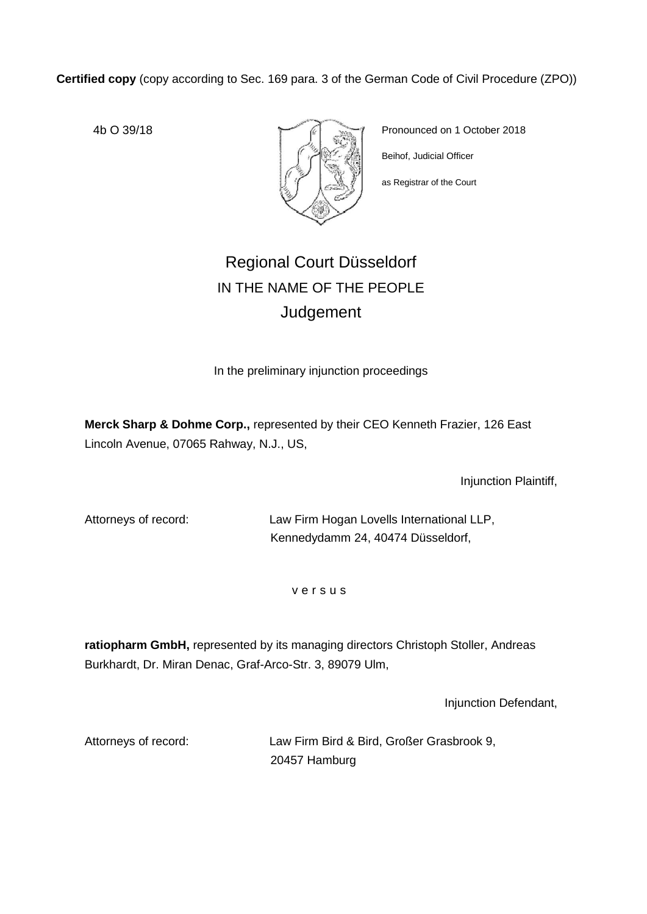**Certified copy** (copy according to Sec. 169 para. 3 of the German Code of Civil Procedure (ZPO))

4b O 39/18

Pronounced on 1 October 2018

Beihof, Judicial Officer

as Registrar of the Court

# Regional Court Düsseldorf

## IN THE NAME OF THE PEOPLE

## Judgement

In the preliminary injunction proceedings

**Merck Sharp & Dohme Corp.,** represented by their CEO Kenneth Frazier, 126 East Lincoln Avenue, 07065 Rahway, N.J., US,

Injunction Plaintiff,

Attorneys of record: Law Firm Hogan Lovells International LLP, Kennedydamm 24, 40474 Düsseldorf,

v e r s u s

**ratiopharm GmbH,** represented by its managing directors Christoph Stoller, Andreas Burkhardt, Dr. Miran Denac, Graf-Arco-Str. 3, 89079 Ulm,

Injunction Defendant,

Attorneys of record: Law Firm Bird & Bird, Großer Grasbrook 9, 20457 Hamburg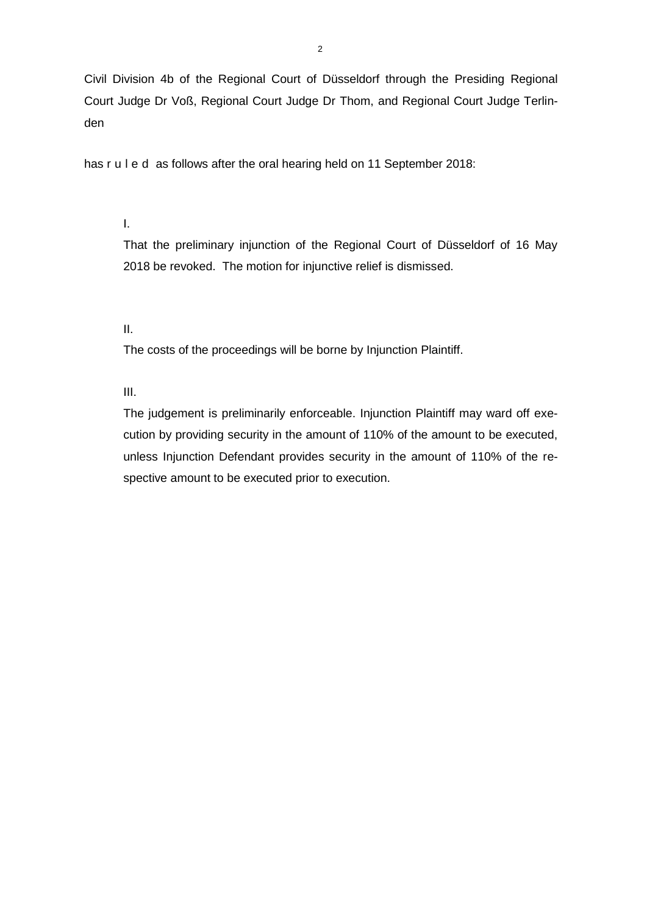Civil Division 4b of the Regional Court of Düsseldorf through the Presiding Regional Court Judge Dr Voß, Regional Court Judge Dr Thom, and Regional Court Judge Terlinden

has r u l e d as follows after the oral hearing held on 11 September 2018:

I.

That the preliminary injunction of the Regional Court of Düsseldorf of 16 May 2018 be revoked. The motion for injunctive relief is dismissed.

II.

The costs of the proceedings will be borne by Injunction Plaintiff.

III.

The judgement is preliminarily enforceable. Injunction Plaintiff may ward off execution by providing security in the amount of 110% of the amount to be executed, unless Injunction Defendant provides security in the amount of 110% of the respective amount to be executed prior to execution.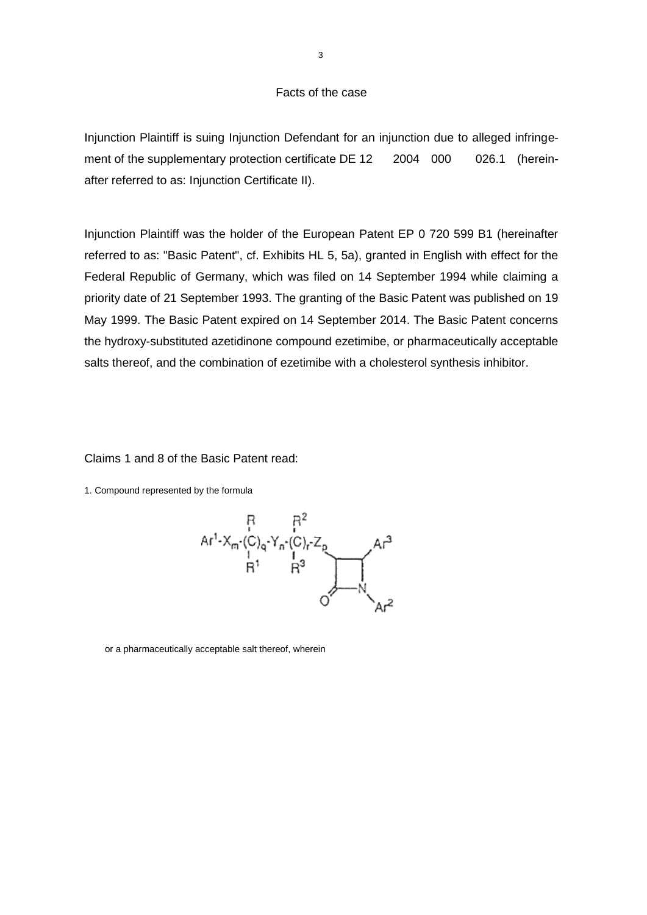## Facts of the case

Injunction Plaintiff is suing Injunction Defendant for an injunction due to alleged infringement of the supplementary protection certificate DE 12 2004 000 026.1 (hereinafter referred to as: Injunction Certificate II).

Injunction Plaintiff was the holder of the European Patent EP 0 720 599 B1 (hereinafter referred to as: "Basic Patent", cf. Exhibits HL 5, 5a), granted in English with effect for the Federal Republic of Germany, which was filed on 14 September 1994 while claiming a priority date of 21 September 1993. The granting of the Basic Patent was published on 19 May 1999. The Basic Patent expired on 14 September 2014. The Basic Patent concerns the hydroxy-substituted azetidinone compound ezetimibe, or pharmaceutically acceptable salts thereof, and the combination of ezetimibe with a cholesterol synthesis inhibitor.

Claims 1 and 8 of the Basic Patent read:

1. Compound represented by the formula

$$Ar^1\text{-}X_m\text{-}\underset{R^1}{\overset{R}{(C)_q}}\text{-}Y_n\text{-}\underset{R^3}{\overset{R^2}{(C)_r}}\text{-}Z_p\text{-}[\text{azetidin-2-one ring, C3; C4 bearing } Ar^3\text{; N1 bearing } Ar^2]$$

or a pharmaceutically acceptable salt thereof, wherein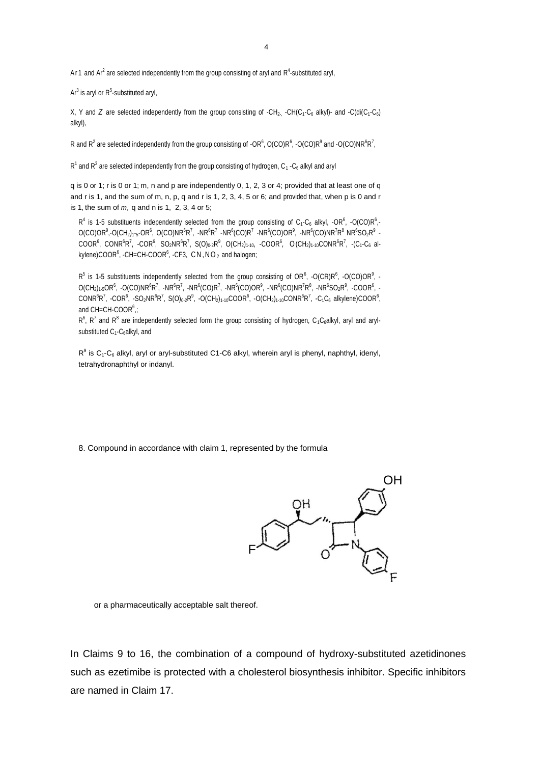$Ar^1$ and $Ar^2$ are selected independently from the group consisting of aryl and $R^4$-substituted aryl,

$Ar^3$ is aryl or $R^5$-substituted aryl,

X, Y and *Z* are selected independently from the group consisting of $-CH_2$-, $-CH(C_1-C_6$ alkyl)- and $-C(di(C_1-C_6)$ alkyl),

R and $R^2$ are selected independently from the group consisting of $-OR^6$, $O(CO)R^6$, $-O(CO)R^9$ and $-O(CO)NR^6R^7$,

$R^1$ and $R^3$ are selected independently from the group consisting of hydrogen, $C_1$-$C_6$ alkyl and aryl

q is 0 or 1; r is 0 or 1; m, n and p are independently 0, 1, 2, 3 or 4; provided that at least one of q and r is 1, and the sum of m, n, p, q and r is 1, 2, 3, 4, 5 or 6; and provided that, when p is 0 and r is 1, the sum of *m,* q and n is 1, 2, 3, 4 or 5;

$R^4$ is 1-5 substituents independently selected from the group consisting of $C_1$-$C_6$ alkyl, $-OR^6$, $-O(CO)R^6$,-$O(CO)OR^9$,-$O(CH_2)_{1-5}$-$OR^6$, $O(CO)NR^6R^7$, $-NR^6R^7$ $-NR^6(CO)R^7$ $-NR^6(CO)OR^9$, $-NR^6(CO)NR^7R^8$ $NR^6SO_2R^9$ -$COOR^6$, $CONR^6R^7$, $-COR^6$, $SO_2NR^6R^7$, $S(O)_{0-2}R^9$, $O(CH_2)_{1-10}$, $-COOR^6$, $O(CH_2)_{1-10}CONR^6R^7$, -($C_1$-$C_6$ alkylene)$COOR^6$, $-CH=CH-COOR^6$, -CF3, CN, $NO_2$ and halogen;

$R^5$ is 1-5 substituents independently selected from the group consisting of $OR^6$, $-O(CR)R^6$, $-O(CO)OR^9$, -$O(CH_2)_{1-5}OR^6$, $-O(CO)NR^6R^7$, $-NR^6R^7$, $-NR^6(CO)R^7$, $-NR^6(CO)OR^9$, $-NR^6(CO)NR^7R^8$, $-NR^6SO_2R^9$, $-COOR^6$, -$CONR^6R^7$, $-COR^6$, $-SO_2NR^6R^7$, $S(O)_{0-2}R^9$, $-O(CH_2)_{1-10}COOR^6$, $-O(CH_2)_{1-10}CONR^6R^7$, $-C_1C_6$ alkylene)$COOR^6$, and $CH=CH-COOR^6$,;

$R^6$, $R^7$ and $R^8$ are independently selected form the group consisting of hydrogen, $C_1C_6$alkyl, aryl and aryl-substituted $C_1$-$C_6$alkyl, and

$R^9$ is $C_1$-$C_6$ alkyl, aryl or aryl-substituted C1-C6 alkyl, wherein aryl is phenyl, naphthyl, idenyl, tetrahydronaphthyl or indanyl.

8. Compound in accordance with claim 1, represented by the formula

or a pharmaceutically acceptable salt thereof.

In Claims 9 to 16, the combination of a compound of hydroxy-substituted azetidinones such as ezetimibe is protected with a cholesterol biosynthesis inhibitor. Specific inhibitors are named in Claim 17.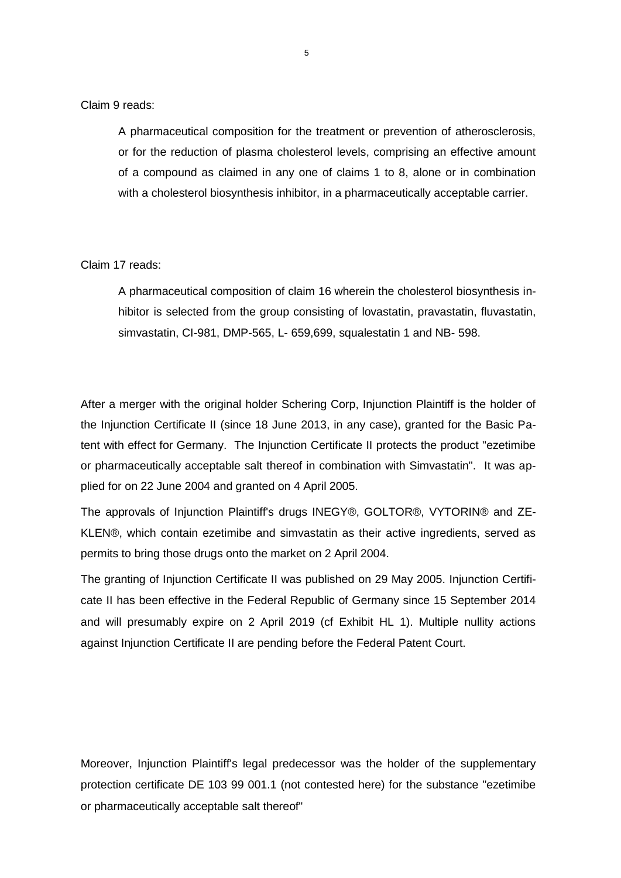Claim 9 reads:

> A pharmaceutical composition for the treatment or prevention of atherosclerosis, or for the reduction of plasma cholesterol levels, comprising an effective amount of a compound as claimed in any one of claims 1 to 8, alone or in combination with a cholesterol biosynthesis inhibitor, in a pharmaceutically acceptable carrier.

Claim 17 reads:

> A pharmaceutical composition of claim 16 wherein the cholesterol biosynthesis inhibitor is selected from the group consisting of lovastatin, pravastatin, fluvastatin, simvastatin, CI-981, DMP-565, L- 659,699, squalestatin 1 and NB- 598.

After a merger with the original holder Schering Corp, Injunction Plaintiff is the holder of the Injunction Certificate II (since 18 June 2013, in any case), granted for the Basic Patent with effect for Germany. The Injunction Certificate II protects the product "ezetimibe or pharmaceutically acceptable salt thereof in combination with Simvastatin". It was applied for on 22 June 2004 and granted on 4 April 2005.

The approvals of Injunction Plaintiff's drugs INEGY®, GOLTOR®, VYTORIN® and ZEKLEN®, which contain ezetimibe and simvastatin as their active ingredients, served as permits to bring those drugs onto the market on 2 April 2004.

The granting of Injunction Certificate II was published on 29 May 2005. Injunction Certificate II has been effective in the Federal Republic of Germany since 15 September 2014 and will presumably expire on 2 April 2019 (cf Exhibit HL 1). Multiple nullity actions against Injunction Certificate II are pending before the Federal Patent Court.

Moreover, Injunction Plaintiff's legal predecessor was the holder of the supplementary protection certificate DE 103 99 001.1 (not contested here) for the substance "ezetimibe or pharmaceutically acceptable salt thereof"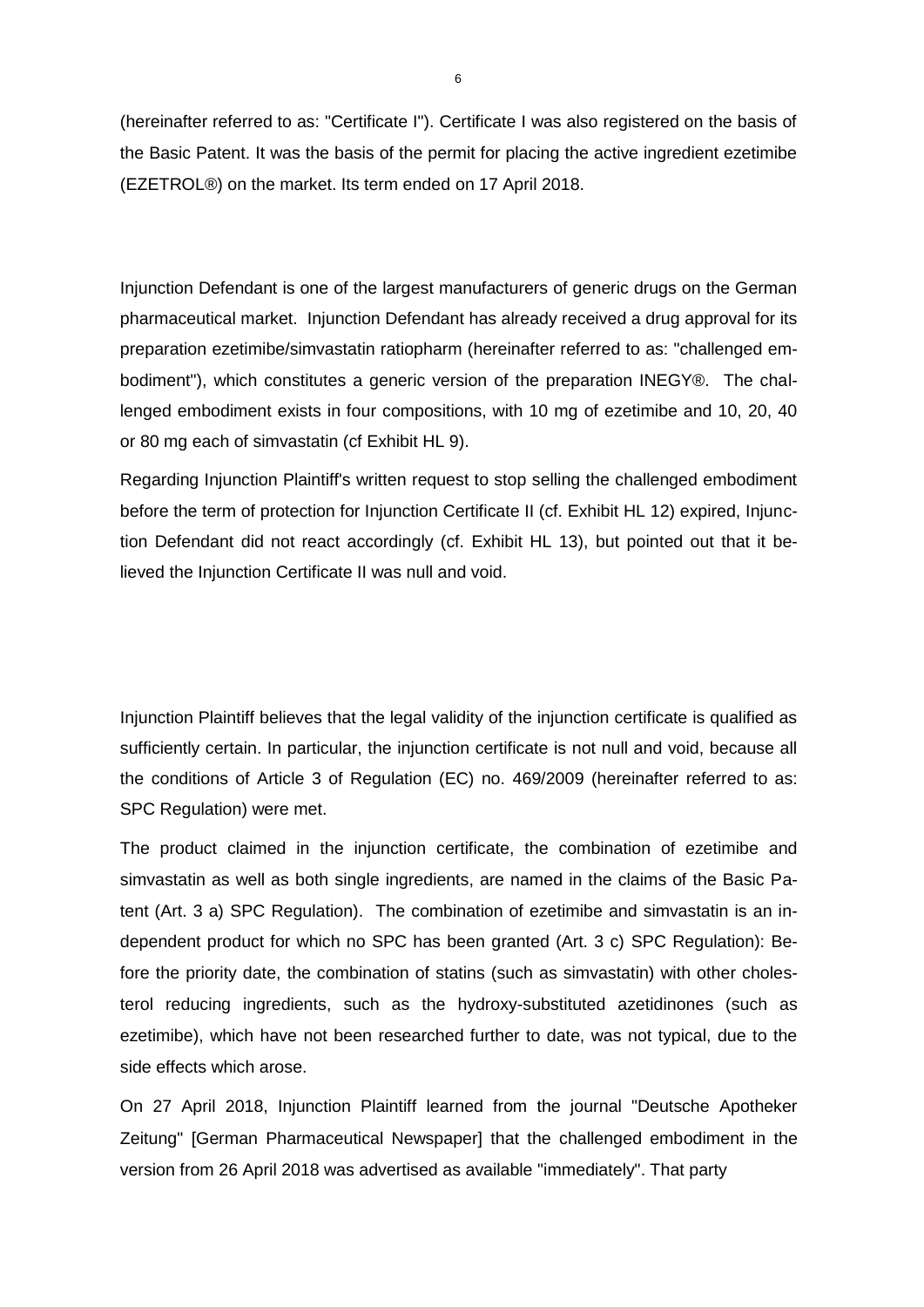(hereinafter referred to as: "Certificate I"). Certificate I was also registered on the basis of the Basic Patent. It was the basis of the permit for placing the active ingredient ezetimibe (EZETROL®) on the market. Its term ended on 17 April 2018.

Injunction Defendant is one of the largest manufacturers of generic drugs on the German pharmaceutical market. Injunction Defendant has already received a drug approval for its preparation ezetimibe/simvastatin ratiopharm (hereinafter referred to as: "challenged embodiment"), which constitutes a generic version of the preparation INEGY®. The challenged embodiment exists in four compositions, with 10 mg of ezetimibe and 10, 20, 40 or 80 mg each of simvastatin (cf Exhibit HL 9).

Regarding Injunction Plaintiff's written request to stop selling the challenged embodiment before the term of protection for Injunction Certificate II (cf. Exhibit HL 12) expired, Injunction Defendant did not react accordingly (cf. Exhibit HL 13), but pointed out that it believed the Injunction Certificate II was null and void.

Injunction Plaintiff believes that the legal validity of the injunction certificate is qualified as sufficiently certain. In particular, the injunction certificate is not null and void, because all the conditions of Article 3 of Regulation (EC) no. 469/2009 (hereinafter referred to as: SPC Regulation) were met.

The product claimed in the injunction certificate, the combination of ezetimibe and simvastatin as well as both single ingredients, are named in the claims of the Basic Patent (Art. 3 a) SPC Regulation). The combination of ezetimibe and simvastatin is an independent product for which no SPC has been granted (Art. 3 c) SPC Regulation): Before the priority date, the combination of statins (such as simvastatin) with other cholesterol reducing ingredients, such as the hydroxy-substituted azetidinones (such as ezetimibe), which have not been researched further to date, was not typical, due to the side effects which arose.

On 27 April 2018, Injunction Plaintiff learned from the journal "Deutsche Apotheker Zeitung" [German Pharmaceutical Newspaper] that the challenged embodiment in the version from 26 April 2018 was advertised as available "immediately". That party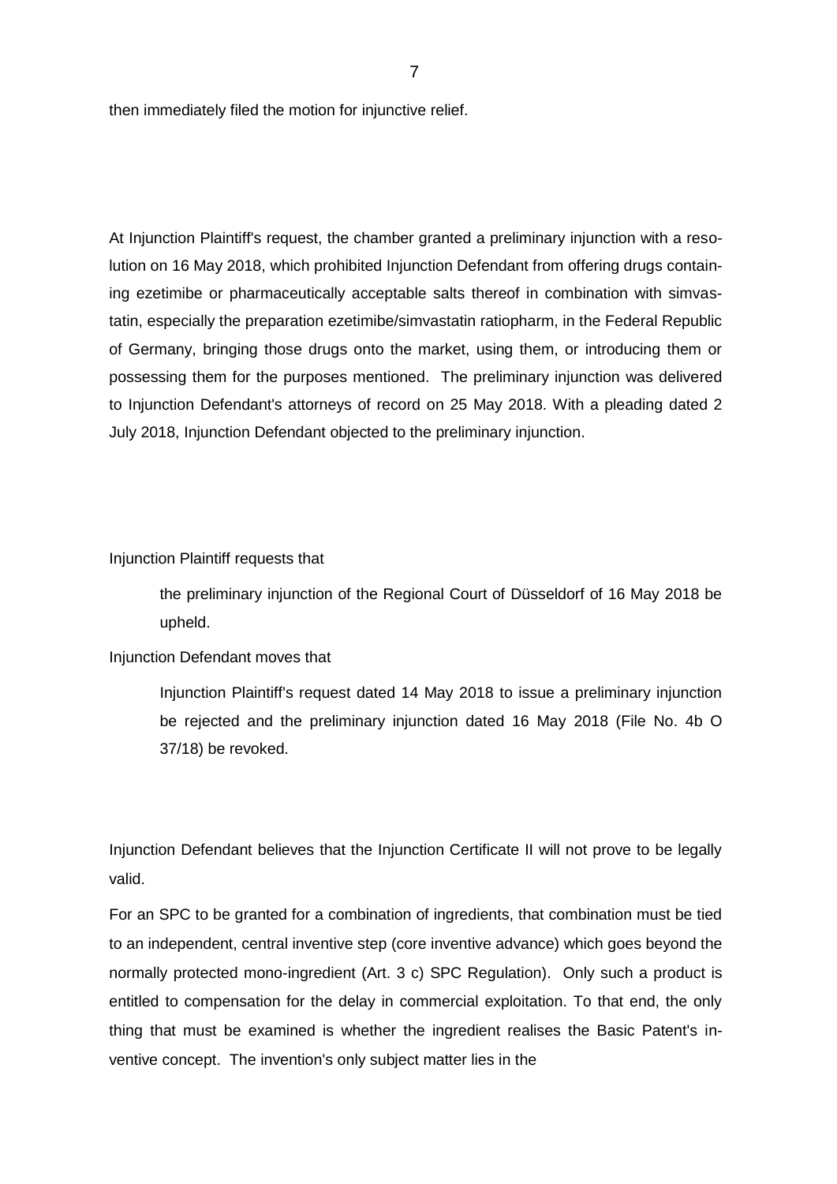then immediately filed the motion for injunctive relief.

At Injunction Plaintiff's request, the chamber granted a preliminary injunction with a resolution on 16 May 2018, which prohibited Injunction Defendant from offering drugs containing ezetimibe or pharmaceutically acceptable salts thereof in combination with simvastatin, especially the preparation ezetimibe/simvastatin ratiopharm, in the Federal Republic of Germany, bringing those drugs onto the market, using them, or introducing them or possessing them for the purposes mentioned. The preliminary injunction was delivered to Injunction Defendant's attorneys of record on 25 May 2018. With a pleading dated 2 July 2018, Injunction Defendant objected to the preliminary injunction.

Injunction Plaintiff requests that

> the preliminary injunction of the Regional Court of Düsseldorf of 16 May 2018 be upheld.

Injunction Defendant moves that

> Injunction Plaintiff's request dated 14 May 2018 to issue a preliminary injunction be rejected and the preliminary injunction dated 16 May 2018 (File No. 4b O 37/18) be revoked.

Injunction Defendant believes that the Injunction Certificate II will not prove to be legally valid.

For an SPC to be granted for a combination of ingredients, that combination must be tied to an independent, central inventive step (core inventive advance) which goes beyond the normally protected mono-ingredient (Art. 3 c) SPC Regulation). Only such a product is entitled to compensation for the delay in commercial exploitation. To that end, the only thing that must be examined is whether the ingredient realises the Basic Patent's inventive concept. The invention's only subject matter lies in the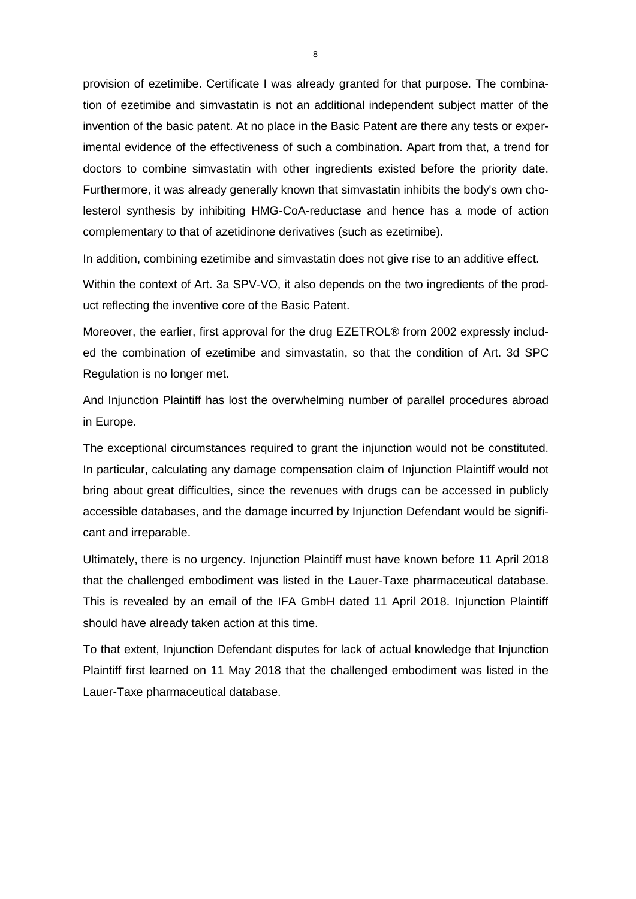provision of ezetimibe. Certificate I was already granted for that purpose. The combination of ezetimibe and simvastatin is not an additional independent subject matter of the invention of the basic patent. At no place in the Basic Patent are there any tests or experimental evidence of the effectiveness of such a combination. Apart from that, a trend for doctors to combine simvastatin with other ingredients existed before the priority date. Furthermore, it was already generally known that simvastatin inhibits the body's own cholesterol synthesis by inhibiting HMG-CoA-reductase and hence has a mode of action complementary to that of azetidinone derivatives (such as ezetimibe).

In addition, combining ezetimibe and simvastatin does not give rise to an additive effect.

Within the context of Art. 3a SPV-VO, it also depends on the two ingredients of the product reflecting the inventive core of the Basic Patent.

Moreover, the earlier, first approval for the drug EZETROL® from 2002 expressly included the combination of ezetimibe and simvastatin, so that the condition of Art. 3d SPC Regulation is no longer met.

And Injunction Plaintiff has lost the overwhelming number of parallel procedures abroad in Europe.

The exceptional circumstances required to grant the injunction would not be constituted. In particular, calculating any damage compensation claim of Injunction Plaintiff would not bring about great difficulties, since the revenues with drugs can be accessed in publicly accessible databases, and the damage incurred by Injunction Defendant would be significant and irreparable.

Ultimately, there is no urgency. Injunction Plaintiff must have known before 11 April 2018 that the challenged embodiment was listed in the Lauer-Taxe pharmaceutical database. This is revealed by an email of the IFA GmbH dated 11 April 2018. Injunction Plaintiff should have already taken action at this time.

To that extent, Injunction Defendant disputes for lack of actual knowledge that Injunction Plaintiff first learned on 11 May 2018 that the challenged embodiment was listed in the Lauer-Taxe pharmaceutical database.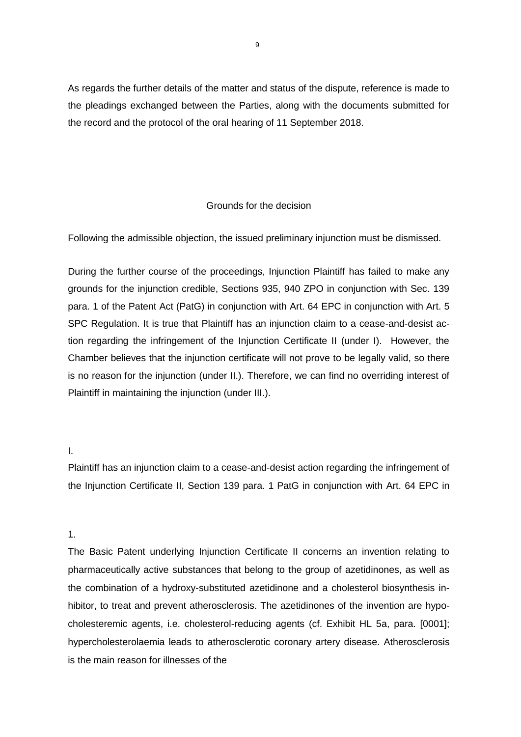As regards the further details of the matter and status of the dispute, reference is made to the pleadings exchanged between the Parties, along with the documents submitted for the record and the protocol of the oral hearing of 11 September 2018.

## Grounds for the decision

Following the admissible objection, the issued preliminary injunction must be dismissed.

During the further course of the proceedings, Injunction Plaintiff has failed to make any grounds for the injunction credible, Sections 935, 940 ZPO in conjunction with Sec. 139 para. 1 of the Patent Act (PatG) in conjunction with Art. 64 EPC in conjunction with Art. 5 SPC Regulation. It is true that Plaintiff has an injunction claim to a cease-and-desist action regarding the infringement of the Injunction Certificate II (under I). However, the Chamber believes that the injunction certificate will not prove to be legally valid, so there is no reason for the injunction (under II.). Therefore, we can find no overriding interest of Plaintiff in maintaining the injunction (under III.).

I.

Plaintiff has an injunction claim to a cease-and-desist action regarding the infringement of the Injunction Certificate II, Section 139 para. 1 PatG in conjunction with Art. 64 EPC in

1.

The Basic Patent underlying Injunction Certificate II concerns an invention relating to pharmaceutically active substances that belong to the group of azetidinones, as well as the combination of a hydroxy-substituted azetidinone and a cholesterol biosynthesis inhibitor, to treat and prevent atherosclerosis. The azetidinones of the invention are hypocholesteremic agents, i.e. cholesterol-reducing agents (cf. Exhibit HL 5a, para. [0001]; hypercholesterolaemia leads to atherosclerotic coronary artery disease. Atherosclerosis is the main reason for illnesses of the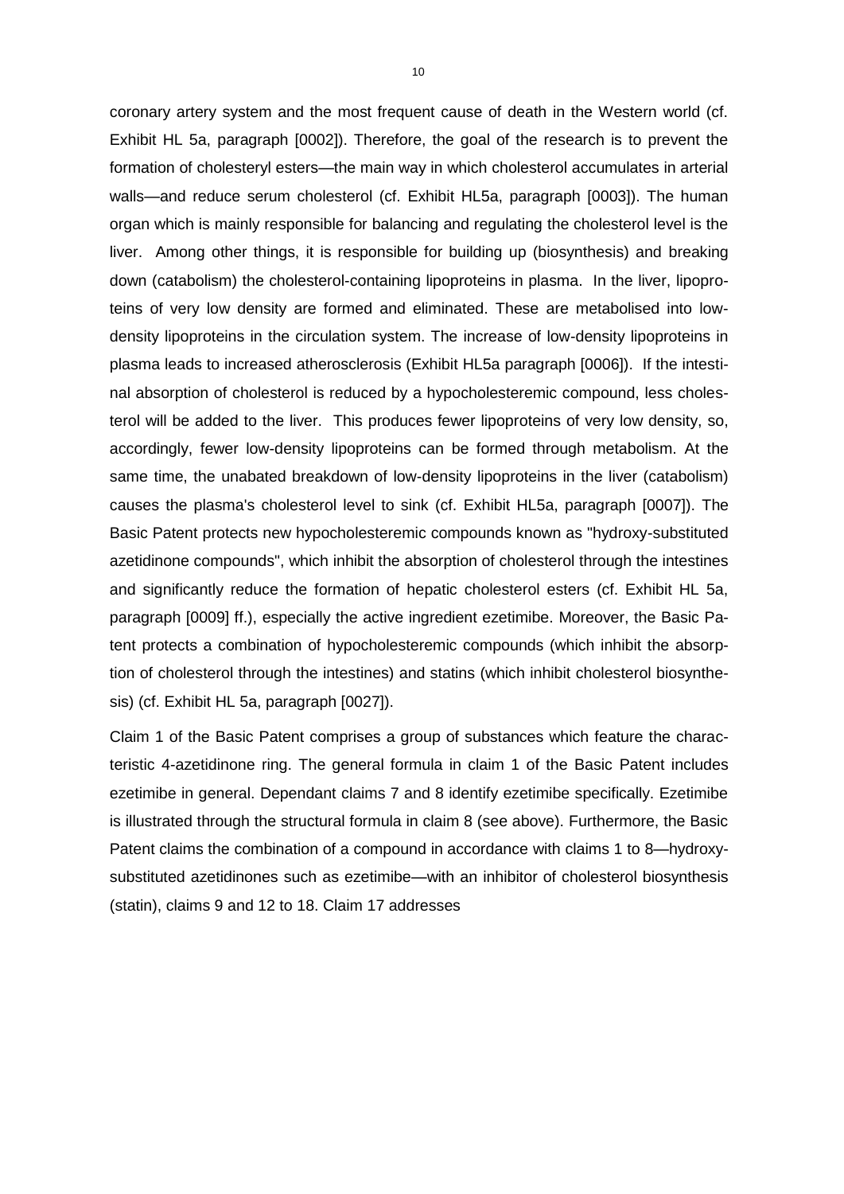coronary artery system and the most frequent cause of death in the Western world (cf. Exhibit HL 5a, paragraph [0002]). Therefore, the goal of the research is to prevent the formation of cholesteryl esters—the main way in which cholesterol accumulates in arterial walls—and reduce serum cholesterol (cf. Exhibit HL5a, paragraph [0003]). The human organ which is mainly responsible for balancing and regulating the cholesterol level is the liver. Among other things, it is responsible for building up (biosynthesis) and breaking down (catabolism) the cholesterol-containing lipoproteins in plasma. In the liver, lipoproteins of very low density are formed and eliminated. These are metabolised into low-density lipoproteins in the circulation system. The increase of low-density lipoproteins in plasma leads to increased atherosclerosis (Exhibit HL5a paragraph [0006]). If the intestinal absorption of cholesterol is reduced by a hypocholesteremic compound, less cholesterol will be added to the liver. This produces fewer lipoproteins of very low density, so, accordingly, fewer low-density lipoproteins can be formed through metabolism. At the same time, the unabated breakdown of low-density lipoproteins in the liver (catabolism) causes the plasma's cholesterol level to sink (cf. Exhibit HL5a, paragraph [0007]). The Basic Patent protects new hypocholesteremic compounds known as "hydroxy-substituted azetidinone compounds", which inhibit the absorption of cholesterol through the intestines and significantly reduce the formation of hepatic cholesterol esters (cf. Exhibit HL 5a, paragraph [0009] ff.), especially the active ingredient ezetimibe. Moreover, the Basic Patent protects a combination of hypocholesteremic compounds (which inhibit the absorption of cholesterol through the intestines) and statins (which inhibit cholesterol biosynthesis) (cf. Exhibit HL 5a, paragraph [0027]).

Claim 1 of the Basic Patent comprises a group of substances which feature the characteristic 4-azetidinone ring. The general formula in claim 1 of the Basic Patent includes ezetimibe in general. Dependant claims 7 and 8 identify ezetimibe specifically. Ezetimibe is illustrated through the structural formula in claim 8 (see above). Furthermore, the Basic Patent claims the combination of a compound in accordance with claims 1 to 8—hydroxy-substituted azetidinones such as ezetimibe—with an inhibitor of cholesterol biosynthesis (statin), claims 9 and 12 to 18. Claim 17 addresses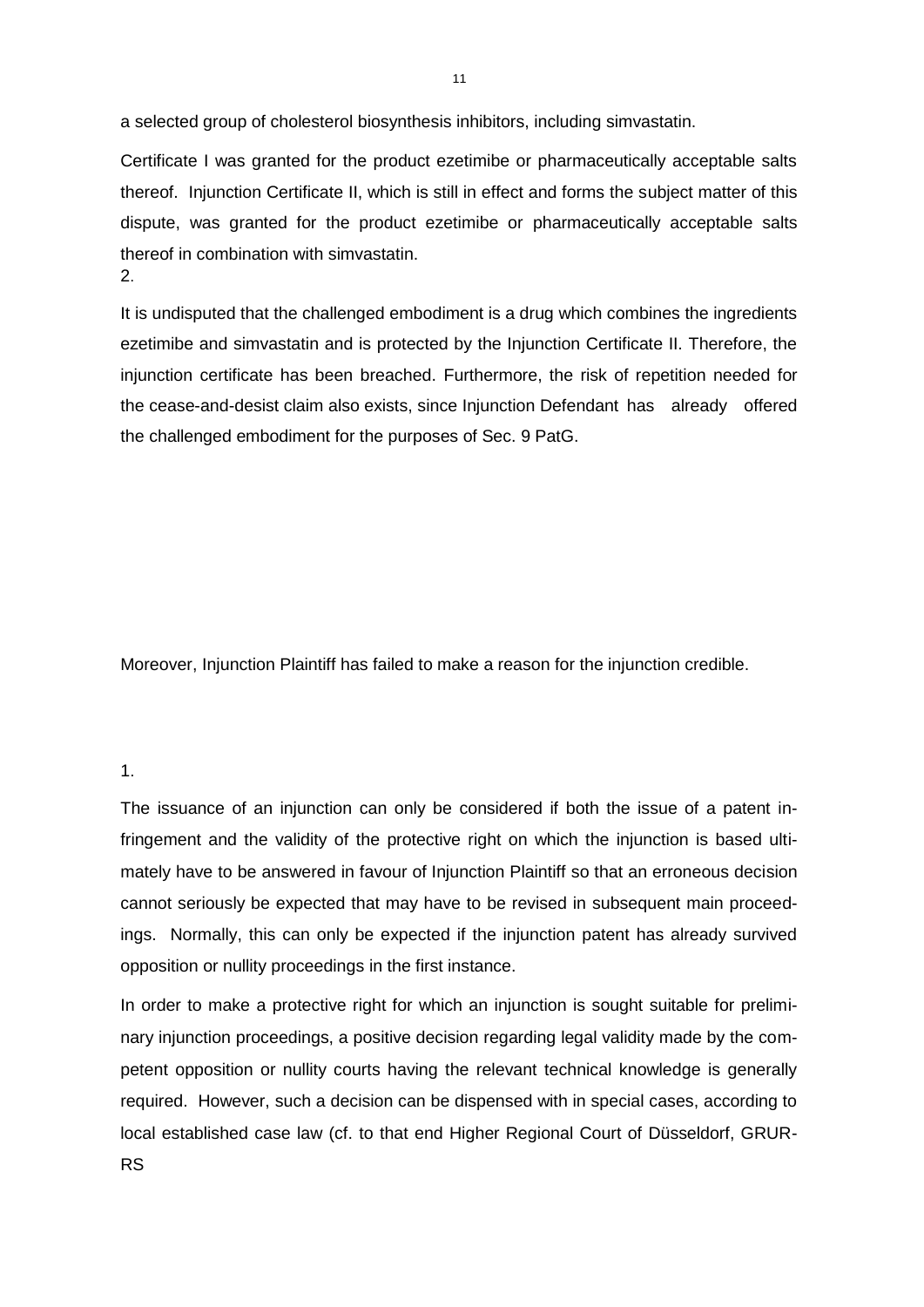a selected group of cholesterol biosynthesis inhibitors, including simvastatin.

Certificate I was granted for the product ezetimibe or pharmaceutically acceptable salts thereof. Injunction Certificate II, which is still in effect and forms the subject matter of this dispute, was granted for the product ezetimibe or pharmaceutically acceptable salts thereof in combination with simvastatin.

2.

It is undisputed that the challenged embodiment is a drug which combines the ingredients ezetimibe and simvastatin and is protected by the Injunction Certificate II. Therefore, the injunction certificate has been breached. Furthermore, the risk of repetition needed for the cease-and-desist claim also exists, since Injunction Defendant has already offered the challenged embodiment for the purposes of Sec. 9 PatG.

Moreover, Injunction Plaintiff has failed to make a reason for the injunction credible.

1.

The issuance of an injunction can only be considered if both the issue of a patent infringement and the validity of the protective right on which the injunction is based ultimately have to be answered in favour of Injunction Plaintiff so that an erroneous decision cannot seriously be expected that may have to be revised in subsequent main proceedings. Normally, this can only be expected if the injunction patent has already survived opposition or nullity proceedings in the first instance.

In order to make a protective right for which an injunction is sought suitable for preliminary injunction proceedings, a positive decision regarding legal validity made by the competent opposition or nullity courts having the relevant technical knowledge is generally required. However, such a decision can be dispensed with in special cases, according to local established case law (cf. to that end Higher Regional Court of Düsseldorf, GRUR-RS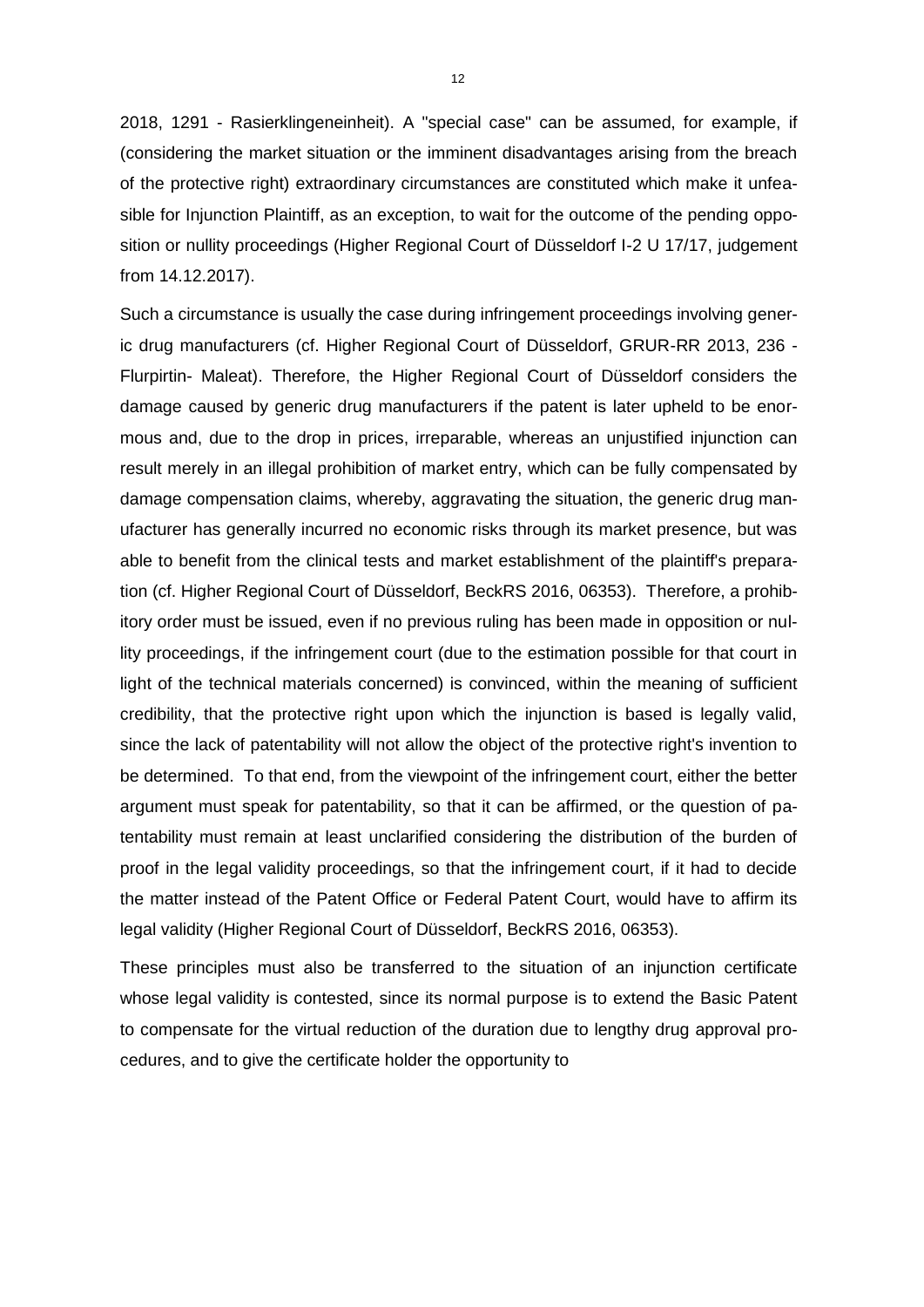2018, 1291 - Rasierklingeneinheit). A "special case" can be assumed, for example, if (considering the market situation or the imminent disadvantages arising from the breach of the protective right) extraordinary circumstances are constituted which make it unfeasible for Injunction Plaintiff, as an exception, to wait for the outcome of the pending opposition or nullity proceedings (Higher Regional Court of Düsseldorf I-2 U 17/17, judgement from 14.12.2017).

Such a circumstance is usually the case during infringement proceedings involving generic drug manufacturers (cf. Higher Regional Court of Düsseldorf, GRUR-RR 2013, 236 - Flurpirtin- Maleat). Therefore, the Higher Regional Court of Düsseldorf considers the damage caused by generic drug manufacturers if the patent is later upheld to be enormous and, due to the drop in prices, irreparable, whereas an unjustified injunction can result merely in an illegal prohibition of market entry, which can be fully compensated by damage compensation claims, whereby, aggravating the situation, the generic drug manufacturer has generally incurred no economic risks through its market presence, but was able to benefit from the clinical tests and market establishment of the plaintiff's preparation (cf. Higher Regional Court of Düsseldorf, BeckRS 2016, 06353). Therefore, a prohibitory order must be issued, even if no previous ruling has been made in opposition or nullity proceedings, if the infringement court (due to the estimation possible for that court in light of the technical materials concerned) is convinced, within the meaning of sufficient credibility, that the protective right upon which the injunction is based is legally valid, since the lack of patentability will not allow the object of the protective right's invention to be determined. To that end, from the viewpoint of the infringement court, either the better argument must speak for patentability, so that it can be affirmed, or the question of patentability must remain at least unclarified considering the distribution of the burden of proof in the legal validity proceedings, so that the infringement court, if it had to decide the matter instead of the Patent Office or Federal Patent Court, would have to affirm its legal validity (Higher Regional Court of Düsseldorf, BeckRS 2016, 06353).

These principles must also be transferred to the situation of an injunction certificate whose legal validity is contested, since its normal purpose is to extend the Basic Patent to compensate for the virtual reduction of the duration due to lengthy drug approval procedures, and to give the certificate holder the opportunity to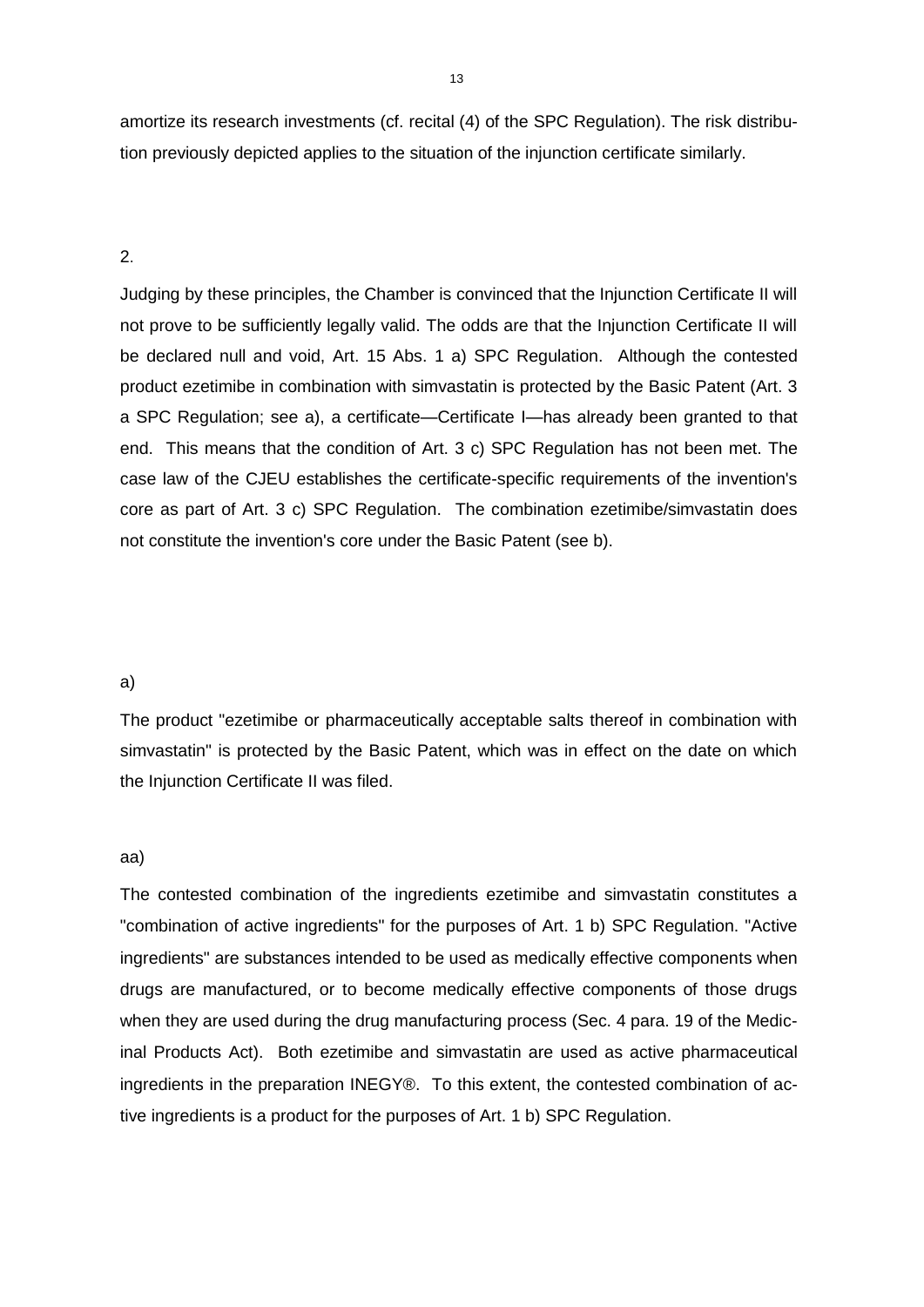amortize its research investments (cf. recital (4) of the SPC Regulation). The risk distribution previously depicted applies to the situation of the injunction certificate similarly.

2.

Judging by these principles, the Chamber is convinced that the Injunction Certificate II will not prove to be sufficiently legally valid. The odds are that the Injunction Certificate II will be declared null and void, Art. 15 Abs. 1 a) SPC Regulation. Although the contested product ezetimibe in combination with simvastatin is protected by the Basic Patent (Art. 3 a SPC Regulation; see a), a certificate—Certificate I—has already been granted to that end. This means that the condition of Art. 3 c) SPC Regulation has not been met. The case law of the CJEU establishes the certificate-specific requirements of the invention's core as part of Art. 3 c) SPC Regulation. The combination ezetimibe/simvastatin does not constitute the invention's core under the Basic Patent (see b).

a)

The product "ezetimibe or pharmaceutically acceptable salts thereof in combination with simvastatin" is protected by the Basic Patent, which was in effect on the date on which the Injunction Certificate II was filed.

aa)

The contested combination of the ingredients ezetimibe and simvastatin constitutes a "combination of active ingredients" for the purposes of Art. 1 b) SPC Regulation. "Active ingredients" are substances intended to be used as medically effective components when drugs are manufactured, or to become medically effective components of those drugs when they are used during the drug manufacturing process (Sec. 4 para. 19 of the Medicinal Products Act). Both ezetimibe and simvastatin are used as active pharmaceutical ingredients in the preparation INEGY®. To this extent, the contested combination of active ingredients is a product for the purposes of Art. 1 b) SPC Regulation.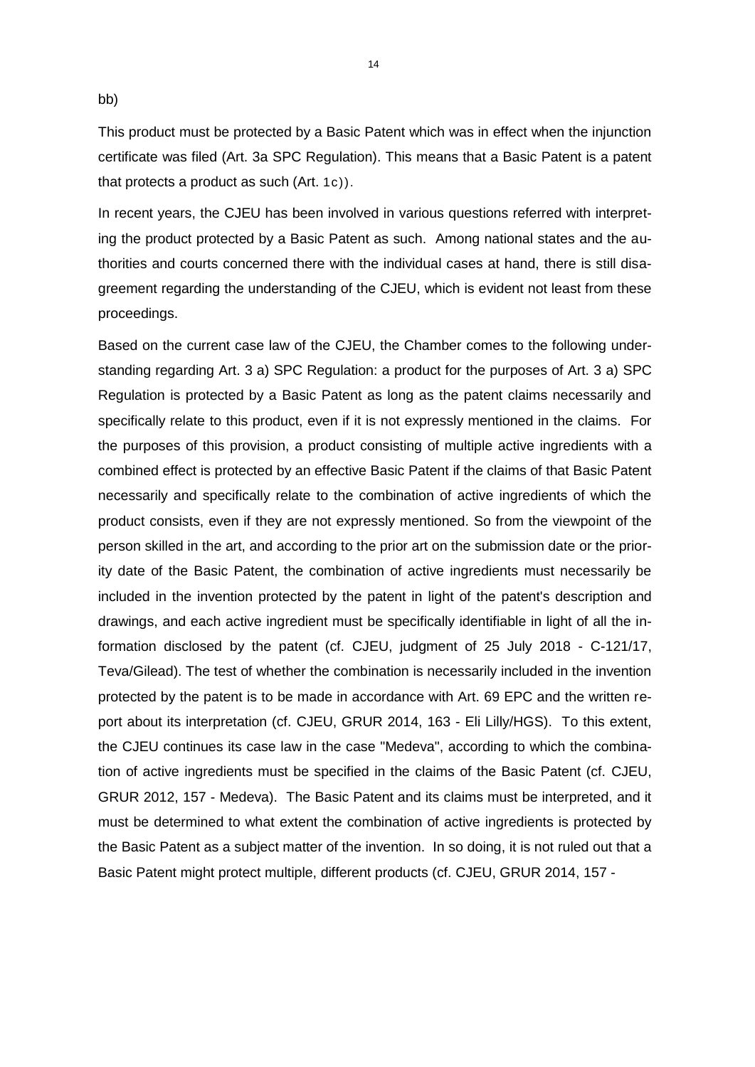bb)

This product must be protected by a Basic Patent which was in effect when the injunction certificate was filed (Art. 3a SPC Regulation). This means that a Basic Patent is a patent that protects a product as such (Art. 1c)).

In recent years, the CJEU has been involved in various questions referred with interpreting the product protected by a Basic Patent as such. Among national states and the authorities and courts concerned there with the individual cases at hand, there is still disagreement regarding the understanding of the CJEU, which is evident not least from these proceedings.

Based on the current case law of the CJEU, the Chamber comes to the following understanding regarding Art. 3 a) SPC Regulation: a product for the purposes of Art. 3 a) SPC Regulation is protected by a Basic Patent as long as the patent claims necessarily and specifically relate to this product, even if it is not expressly mentioned in the claims. For the purposes of this provision, a product consisting of multiple active ingredients with a combined effect is protected by an effective Basic Patent if the claims of that Basic Patent necessarily and specifically relate to the combination of active ingredients of which the product consists, even if they are not expressly mentioned. So from the viewpoint of the person skilled in the art, and according to the prior art on the submission date or the priority date of the Basic Patent, the combination of active ingredients must necessarily be included in the invention protected by the patent in light of the patent's description and drawings, and each active ingredient must be specifically identifiable in light of all the information disclosed by the patent (cf. CJEU, judgment of 25 July 2018 - C-121/17, Teva/Gilead). The test of whether the combination is necessarily included in the invention protected by the patent is to be made in accordance with Art. 69 EPC and the written report about its interpretation (cf. CJEU, GRUR 2014, 163 - Eli Lilly/HGS). To this extent, the CJEU continues its case law in the case "Medeva", according to which the combination of active ingredients must be specified in the claims of the Basic Patent (cf. CJEU, GRUR 2012, 157 - Medeva). The Basic Patent and its claims must be interpreted, and it must be determined to what extent the combination of active ingredients is protected by the Basic Patent as a subject matter of the invention. In so doing, it is not ruled out that a Basic Patent might protect multiple, different products (cf. CJEU, GRUR 2014, 157 -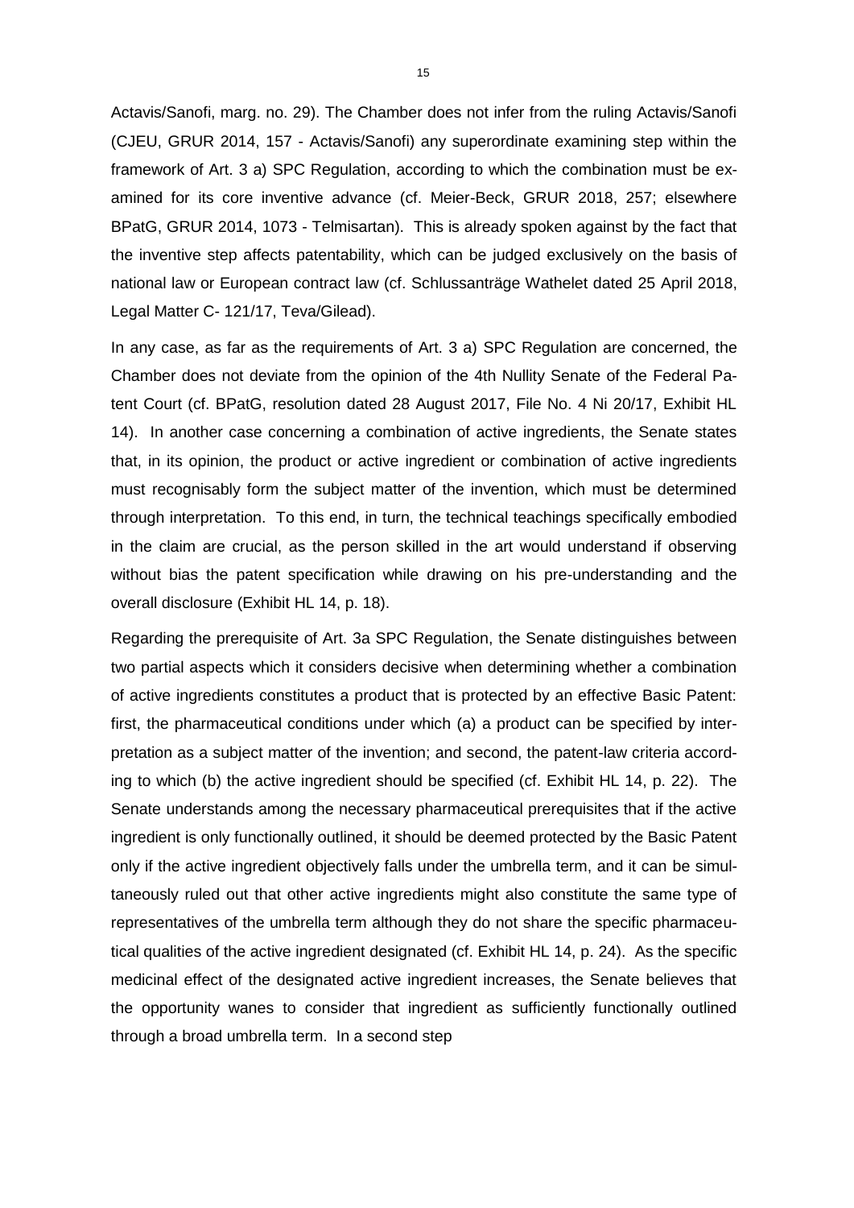Actavis/Sanofi, marg. no. 29). The Chamber does not infer from the ruling Actavis/Sanofi (CJEU, GRUR 2014, 157 - Actavis/Sanofi) any superordinate examining step within the framework of Art. 3 a) SPC Regulation, according to which the combination must be examined for its core inventive advance (cf. Meier-Beck, GRUR 2018, 257; elsewhere BPatG, GRUR 2014, 1073 - Telmisartan). This is already spoken against by the fact that the inventive step affects patentability, which can be judged exclusively on the basis of national law or European contract law (cf. Schlussanträge Wathelet dated 25 April 2018, Legal Matter C- 121/17, Teva/Gilead).

In any case, as far as the requirements of Art. 3 a) SPC Regulation are concerned, the Chamber does not deviate from the opinion of the 4th Nullity Senate of the Federal Patent Court (cf. BPatG, resolution dated 28 August 2017, File No. 4 Ni 20/17, Exhibit HL 14). In another case concerning a combination of active ingredients, the Senate states that, in its opinion, the product or active ingredient or combination of active ingredients must recognisably form the subject matter of the invention, which must be determined through interpretation. To this end, in turn, the technical teachings specifically embodied in the claim are crucial, as the person skilled in the art would understand if observing without bias the patent specification while drawing on his pre-understanding and the overall disclosure (Exhibit HL 14, p. 18).

Regarding the prerequisite of Art. 3a SPC Regulation, the Senate distinguishes between two partial aspects which it considers decisive when determining whether a combination of active ingredients constitutes a product that is protected by an effective Basic Patent: first, the pharmaceutical conditions under which (a) a product can be specified by interpretation as a subject matter of the invention; and second, the patent-law criteria according to which (b) the active ingredient should be specified (cf. Exhibit HL 14, p. 22). The Senate understands among the necessary pharmaceutical prerequisites that if the active ingredient is only functionally outlined, it should be deemed protected by the Basic Patent only if the active ingredient objectively falls under the umbrella term, and it can be simultaneously ruled out that other active ingredients might also constitute the same type of representatives of the umbrella term although they do not share the specific pharmaceutical qualities of the active ingredient designated (cf. Exhibit HL 14, p. 24). As the specific medicinal effect of the designated active ingredient increases, the Senate believes that the opportunity wanes to consider that ingredient as sufficiently functionally outlined through a broad umbrella term. In a second step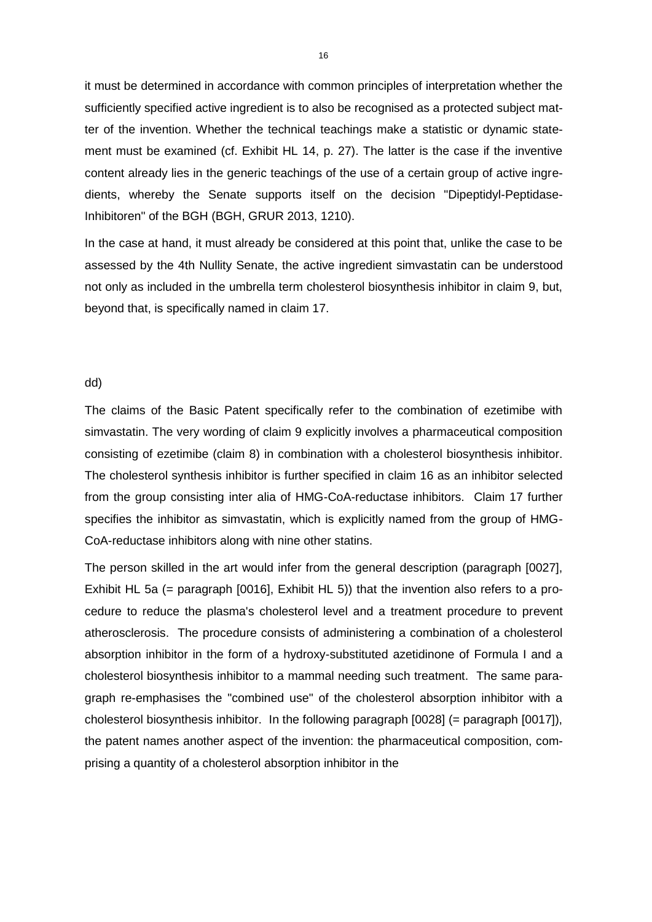it must be determined in accordance with common principles of interpretation whether the sufficiently specified active ingredient is to also be recognised as a protected subject matter of the invention. Whether the technical teachings make a statistic or dynamic statement must be examined (cf. Exhibit HL 14, p. 27). The latter is the case if the inventive content already lies in the generic teachings of the use of a certain group of active ingredients, whereby the Senate supports itself on the decision "Dipeptidyl-Peptidase-Inhibitoren" of the BGH (BGH, GRUR 2013, 1210).

In the case at hand, it must already be considered at this point that, unlike the case to be assessed by the 4th Nullity Senate, the active ingredient simvastatin can be understood not only as included in the umbrella term cholesterol biosynthesis inhibitor in claim 9, but, beyond that, is specifically named in claim 17.

dd)

The claims of the Basic Patent specifically refer to the combination of ezetimibe with simvastatin. The very wording of claim 9 explicitly involves a pharmaceutical composition consisting of ezetimibe (claim 8) in combination with a cholesterol biosynthesis inhibitor. The cholesterol synthesis inhibitor is further specified in claim 16 as an inhibitor selected from the group consisting inter alia of HMG-CoA-reductase inhibitors. Claim 17 further specifies the inhibitor as simvastatin, which is explicitly named from the group of HMG-CoA-reductase inhibitors along with nine other statins.

The person skilled in the art would infer from the general description (paragraph [0027], Exhibit HL 5a (= paragraph [0016], Exhibit HL 5)) that the invention also refers to a procedure to reduce the plasma's cholesterol level and a treatment procedure to prevent atherosclerosis. The procedure consists of administering a combination of a cholesterol absorption inhibitor in the form of a hydroxy-substituted azetidinone of Formula I and a cholesterol biosynthesis inhibitor to a mammal needing such treatment. The same paragraph re-emphasises the "combined use" of the cholesterol absorption inhibitor with a cholesterol biosynthesis inhibitor. In the following paragraph [0028] (= paragraph [0017]), the patent names another aspect of the invention: the pharmaceutical composition, comprising a quantity of a cholesterol absorption inhibitor in the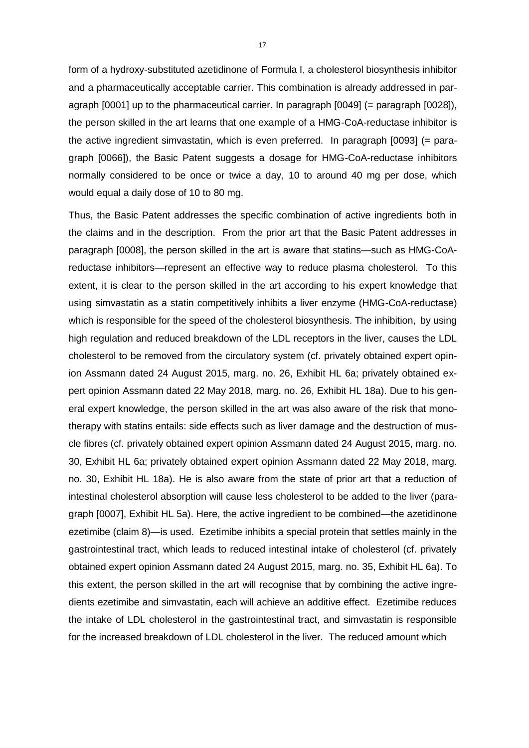form of a hydroxy-substituted azetidinone of Formula I, a cholesterol biosynthesis inhibitor and a pharmaceutically acceptable carrier. This combination is already addressed in paragraph [0001] up to the pharmaceutical carrier. In paragraph [0049] (= paragraph [0028]), the person skilled in the art learns that one example of a HMG-CoA-reductase inhibitor is the active ingredient simvastatin, which is even preferred. In paragraph [0093] (= paragraph [0066]), the Basic Patent suggests a dosage for HMG-CoA-reductase inhibitors normally considered to be once or twice a day, 10 to around 40 mg per dose, which would equal a daily dose of 10 to 80 mg.

Thus, the Basic Patent addresses the specific combination of active ingredients both in the claims and in the description. From the prior art that the Basic Patent addresses in paragraph [0008], the person skilled in the art is aware that statins—such as HMG-CoA-reductase inhibitors—represent an effective way to reduce plasma cholesterol. To this extent, it is clear to the person skilled in the art according to his expert knowledge that using simvastatin as a statin competitively inhibits a liver enzyme (HMG-CoA-reductase) which is responsible for the speed of the cholesterol biosynthesis. The inhibition, by using high regulation and reduced breakdown of the LDL receptors in the liver, causes the LDL cholesterol to be removed from the circulatory system (cf. privately obtained expert opinion Assmann dated 24 August 2015, marg. no. 26, Exhibit HL 6a; privately obtained expert opinion Assmann dated 22 May 2018, marg. no. 26, Exhibit HL 18a). Due to his general expert knowledge, the person skilled in the art was also aware of the risk that monotherapy with statins entails: side effects such as liver damage and the destruction of muscle fibres (cf. privately obtained expert opinion Assmann dated 24 August 2015, marg. no. 30, Exhibit HL 6a; privately obtained expert opinion Assmann dated 22 May 2018, marg. no. 30, Exhibit HL 18a). He is also aware from the state of prior art that a reduction of intestinal cholesterol absorption will cause less cholesterol to be added to the liver (paragraph [0007], Exhibit HL 5a). Here, the active ingredient to be combined—the azetidinone ezetimibe (claim 8)—is used. Ezetimibe inhibits a special protein that settles mainly in the gastrointestinal tract, which leads to reduced intestinal intake of cholesterol (cf. privately obtained expert opinion Assmann dated 24 August 2015, marg. no. 35, Exhibit HL 6a). To this extent, the person skilled in the art will recognise that by combining the active ingredients ezetimibe and simvastatin, each will achieve an additive effect. Ezetimibe reduces the intake of LDL cholesterol in the gastrointestinal tract, and simvastatin is responsible for the increased breakdown of LDL cholesterol in the liver. The reduced amount which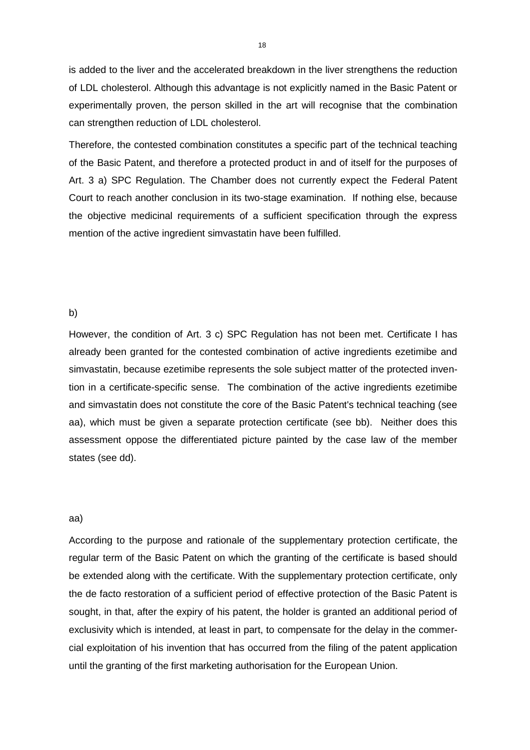is added to the liver and the accelerated breakdown in the liver strengthens the reduction of LDL cholesterol. Although this advantage is not explicitly named in the Basic Patent or experimentally proven, the person skilled in the art will recognise that the combination can strengthen reduction of LDL cholesterol.

Therefore, the contested combination constitutes a specific part of the technical teaching of the Basic Patent, and therefore a protected product in and of itself for the purposes of Art. 3 a) SPC Regulation. The Chamber does not currently expect the Federal Patent Court to reach another conclusion in its two-stage examination. If nothing else, because the objective medicinal requirements of a sufficient specification through the express mention of the active ingredient simvastatin have been fulfilled.

b)

However, the condition of Art. 3 c) SPC Regulation has not been met. Certificate I has already been granted for the contested combination of active ingredients ezetimibe and simvastatin, because ezetimibe represents the sole subject matter of the protected invention in a certificate-specific sense. The combination of the active ingredients ezetimibe and simvastatin does not constitute the core of the Basic Patent's technical teaching (see aa), which must be given a separate protection certificate (see bb). Neither does this assessment oppose the differentiated picture painted by the case law of the member states (see dd).

aa)

According to the purpose and rationale of the supplementary protection certificate, the regular term of the Basic Patent on which the granting of the certificate is based should be extended along with the certificate. With the supplementary protection certificate, only the de facto restoration of a sufficient period of effective protection of the Basic Patent is sought, in that, after the expiry of his patent, the holder is granted an additional period of exclusivity which is intended, at least in part, to compensate for the delay in the commercial exploitation of his invention that has occurred from the filing of the patent application until the granting of the first marketing authorisation for the European Union.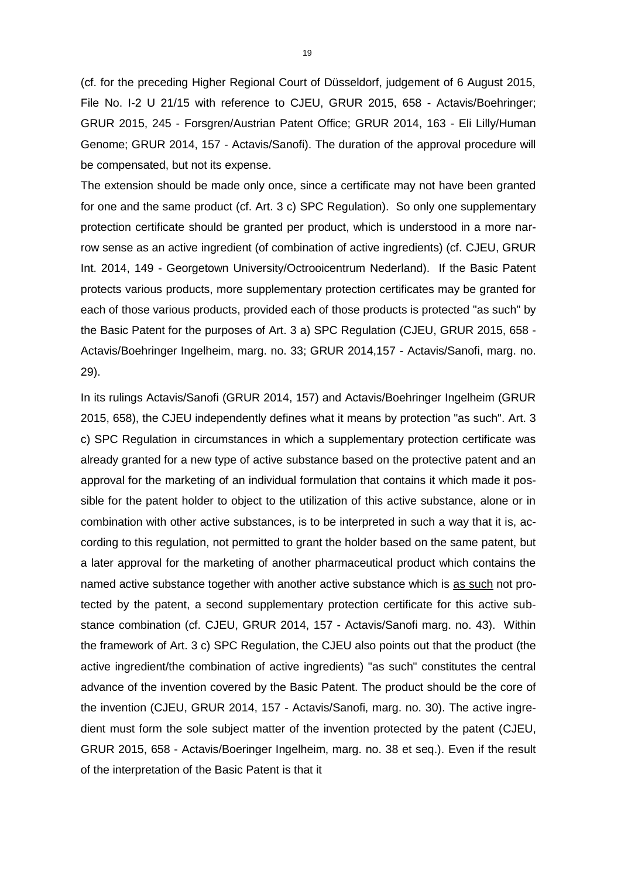(cf. for the preceding Higher Regional Court of Düsseldorf, judgement of 6 August 2015, File No. I-2 U 21/15 with reference to CJEU, GRUR 2015, 658 - Actavis/Boehringer; GRUR 2015, 245 - Forsgren/Austrian Patent Office; GRUR 2014, 163 - Eli Lilly/Human Genome; GRUR 2014, 157 - Actavis/Sanofi). The duration of the approval procedure will be compensated, but not its expense.

The extension should be made only once, since a certificate may not have been granted for one and the same product (cf. Art. 3 c) SPC Regulation). So only one supplementary protection certificate should be granted per product, which is understood in a more narrow sense as an active ingredient (of combination of active ingredients) (cf. CJEU, GRUR Int. 2014, 149 - Georgetown University/Octrooicentrum Nederland). If the Basic Patent protects various products, more supplementary protection certificates may be granted for each of those various products, provided each of those products is protected "as such" by the Basic Patent for the purposes of Art. 3 a) SPC Regulation (CJEU, GRUR 2015, 658 - Actavis/Boehringer Ingelheim, marg. no. 33; GRUR 2014,157 - Actavis/Sanofi, marg. no. 29).

In its rulings Actavis/Sanofi (GRUR 2014, 157) and Actavis/Boehringer Ingelheim (GRUR 2015, 658), the CJEU independently defines what it means by protection "as such". Art. 3 c) SPC Regulation in circumstances in which a supplementary protection certificate was already granted for a new type of active substance based on the protective patent and an approval for the marketing of an individual formulation that contains it which made it possible for the patent holder to object to the utilization of this active substance, alone or in combination with other active substances, is to be interpreted in such a way that it is, according to this regulation, not permitted to grant the holder based on the same patent, but a later approval for the marketing of another pharmaceutical product which contains the named active substance together with another active substance which is as such not protected by the patent, a second supplementary protection certificate for this active substance combination (cf. CJEU, GRUR 2014, 157 - Actavis/Sanofi marg. no. 43). Within the framework of Art. 3 c) SPC Regulation, the CJEU also points out that the product (the active ingredient/the combination of active ingredients) "as such" constitutes the central advance of the invention covered by the Basic Patent. The product should be the core of the invention (CJEU, GRUR 2014, 157 - Actavis/Sanofi, marg. no. 30). The active ingredient must form the sole subject matter of the invention protected by the patent (CJEU, GRUR 2015, 658 - Actavis/Boeringer Ingelheim, marg. no. 38 et seq.). Even if the result of the interpretation of the Basic Patent is that it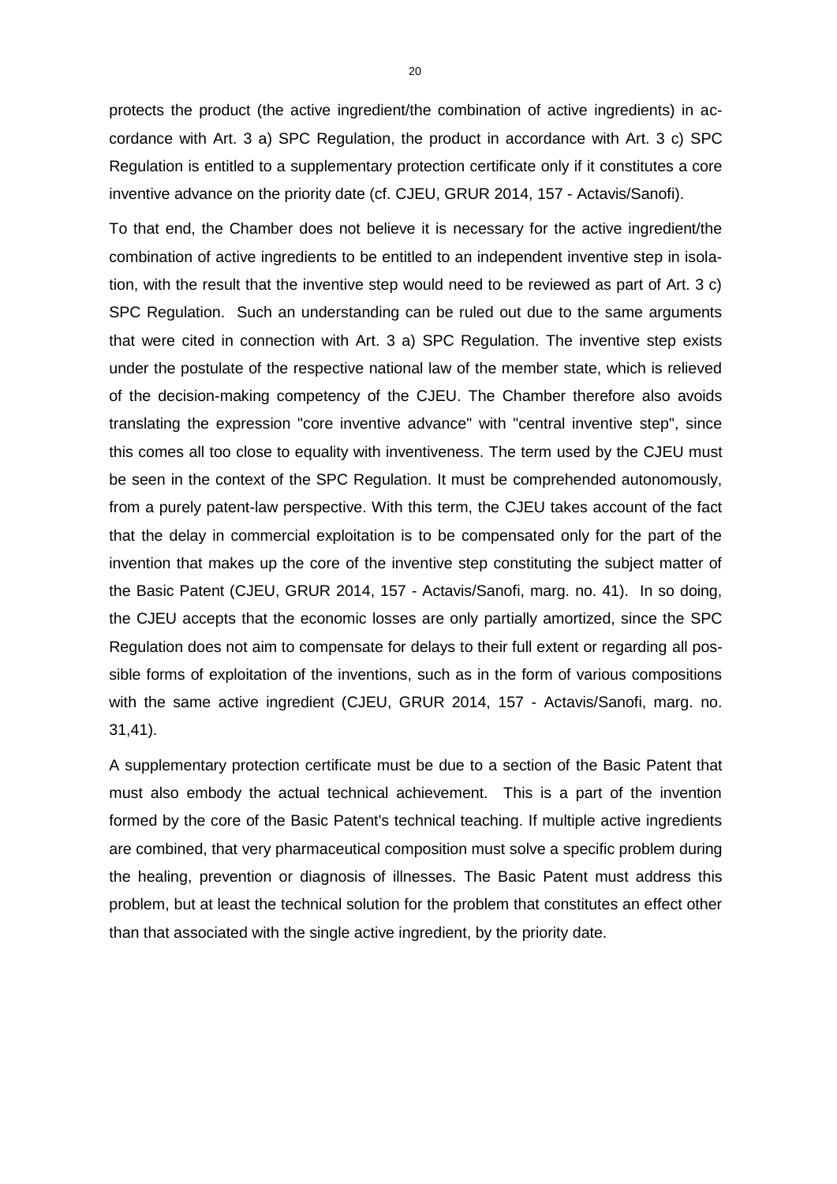protects the product (the active ingredient/the combination of active ingredients) in accordance with Art. 3 a) SPC Regulation, the product in accordance with Art. 3 c) SPC Regulation is entitled to a supplementary protection certificate only if it constitutes a core inventive advance on the priority date (cf. CJEU, GRUR 2014, 157 - Actavis/Sanofi).

To that end, the Chamber does not believe it is necessary for the active ingredient/the combination of active ingredients to be entitled to an independent inventive step in isolation, with the result that the inventive step would need to be reviewed as part of Art. 3 c) SPC Regulation. Such an understanding can be ruled out due to the same arguments that were cited in connection with Art. 3 a) SPC Regulation. The inventive step exists under the postulate of the respective national law of the member state, which is relieved of the decision-making competency of the CJEU. The Chamber therefore also avoids translating the expression "core inventive advance" with "central inventive step", since this comes all too close to equality with inventiveness. The term used by the CJEU must be seen in the context of the SPC Regulation. It must be comprehended autonomously, from a purely patent-law perspective. With this term, the CJEU takes account of the fact that the delay in commercial exploitation is to be compensated only for the part of the invention that makes up the core of the inventive step constituting the subject matter of the Basic Patent (CJEU, GRUR 2014, 157 - Actavis/Sanofi, marg. no. 41). In so doing, the CJEU accepts that the economic losses are only partially amortized, since the SPC Regulation does not aim to compensate for delays to their full extent or regarding all possible forms of exploitation of the inventions, such as in the form of various compositions with the same active ingredient (CJEU, GRUR 2014, 157 - Actavis/Sanofi, marg. no. 31,41).

A supplementary protection certificate must be due to a section of the Basic Patent that must also embody the actual technical achievement. This is a part of the invention formed by the core of the Basic Patent's technical teaching. If multiple active ingredients are combined, that very pharmaceutical composition must solve a specific problem during the healing, prevention or diagnosis of illnesses. The Basic Patent must address this problem, but at least the technical solution for the problem that constitutes an effect other than that associated with the single active ingredient, by the priority date.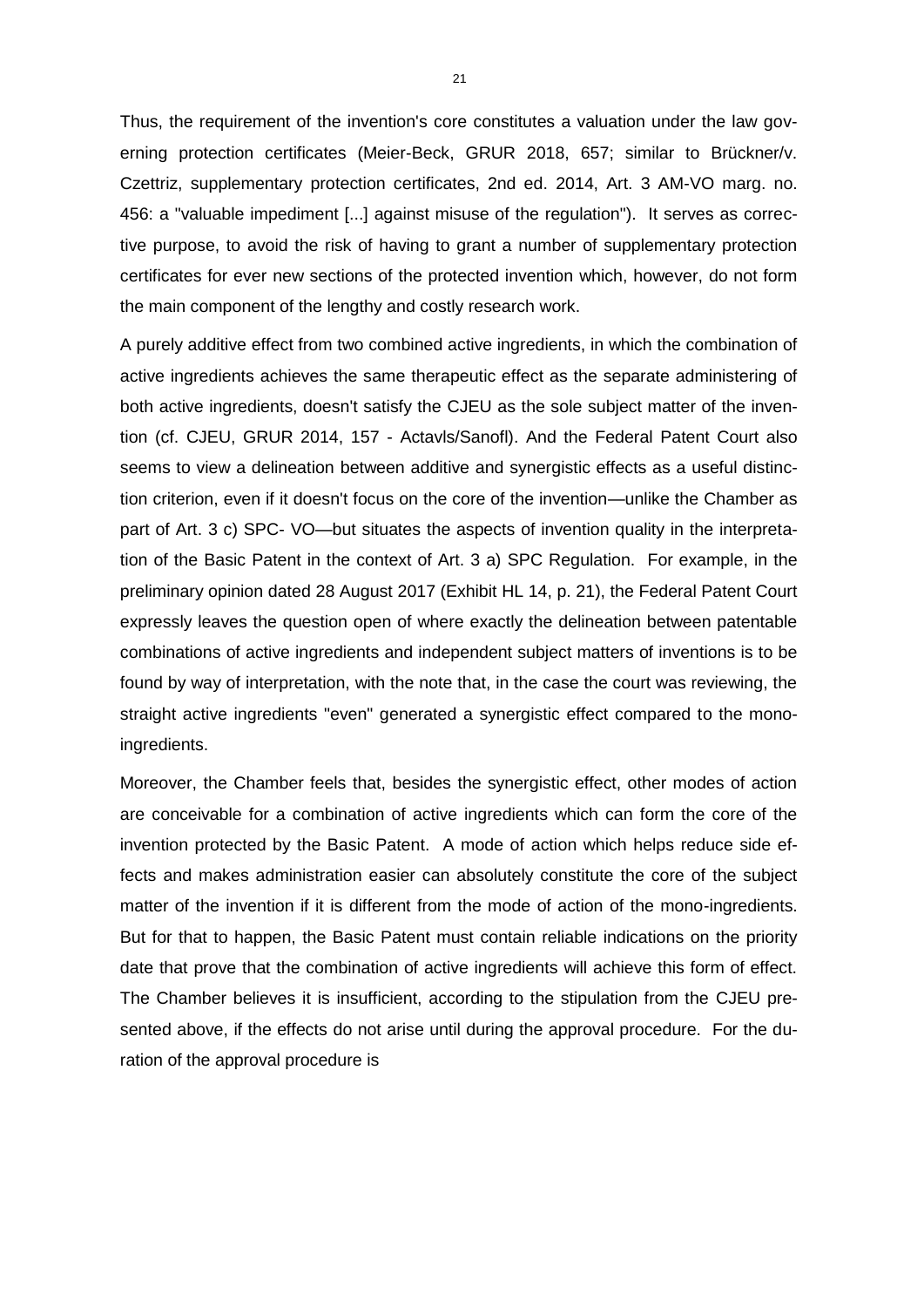Thus, the requirement of the invention's core constitutes a valuation under the law governing protection certificates (Meier-Beck, GRUR 2018, 657; similar to Brückner/v. Czettriz, supplementary protection certificates, 2nd ed. 2014, Art. 3 AM-VO marg. no. 456: a "valuable impediment [...] against misuse of the regulation"). It serves as corrective purpose, to avoid the risk of having to grant a number of supplementary protection certificates for ever new sections of the protected invention which, however, do not form the main component of the lengthy and costly research work.

A purely additive effect from two combined active ingredients, in which the combination of active ingredients achieves the same therapeutic effect as the separate administering of both active ingredients, doesn't satisfy the CJEU as the sole subject matter of the invention (cf. CJEU, GRUR 2014, 157 - Actavls/Sanofl). And the Federal Patent Court also seems to view a delineation between additive and synergistic effects as a useful distinction criterion, even if it doesn't focus on the core of the invention—unlike the Chamber as part of Art. 3 c) SPC- VO—but situates the aspects of invention quality in the interpretation of the Basic Patent in the context of Art. 3 a) SPC Regulation. For example, in the preliminary opinion dated 28 August 2017 (Exhibit HL 14, p. 21), the Federal Patent Court expressly leaves the question open of where exactly the delineation between patentable combinations of active ingredients and independent subject matters of inventions is to be found by way of interpretation, with the note that, in the case the court was reviewing, the straight active ingredients "even" generated a synergistic effect compared to the mono-ingredients.

Moreover, the Chamber feels that, besides the synergistic effect, other modes of action are conceivable for a combination of active ingredients which can form the core of the invention protected by the Basic Patent. A mode of action which helps reduce side effects and makes administration easier can absolutely constitute the core of the subject matter of the invention if it is different from the mode of action of the mono-ingredients. But for that to happen, the Basic Patent must contain reliable indications on the priority date that prove that the combination of active ingredients will achieve this form of effect. The Chamber believes it is insufficient, according to the stipulation from the CJEU presented above, if the effects do not arise until during the approval procedure. For the duration of the approval procedure is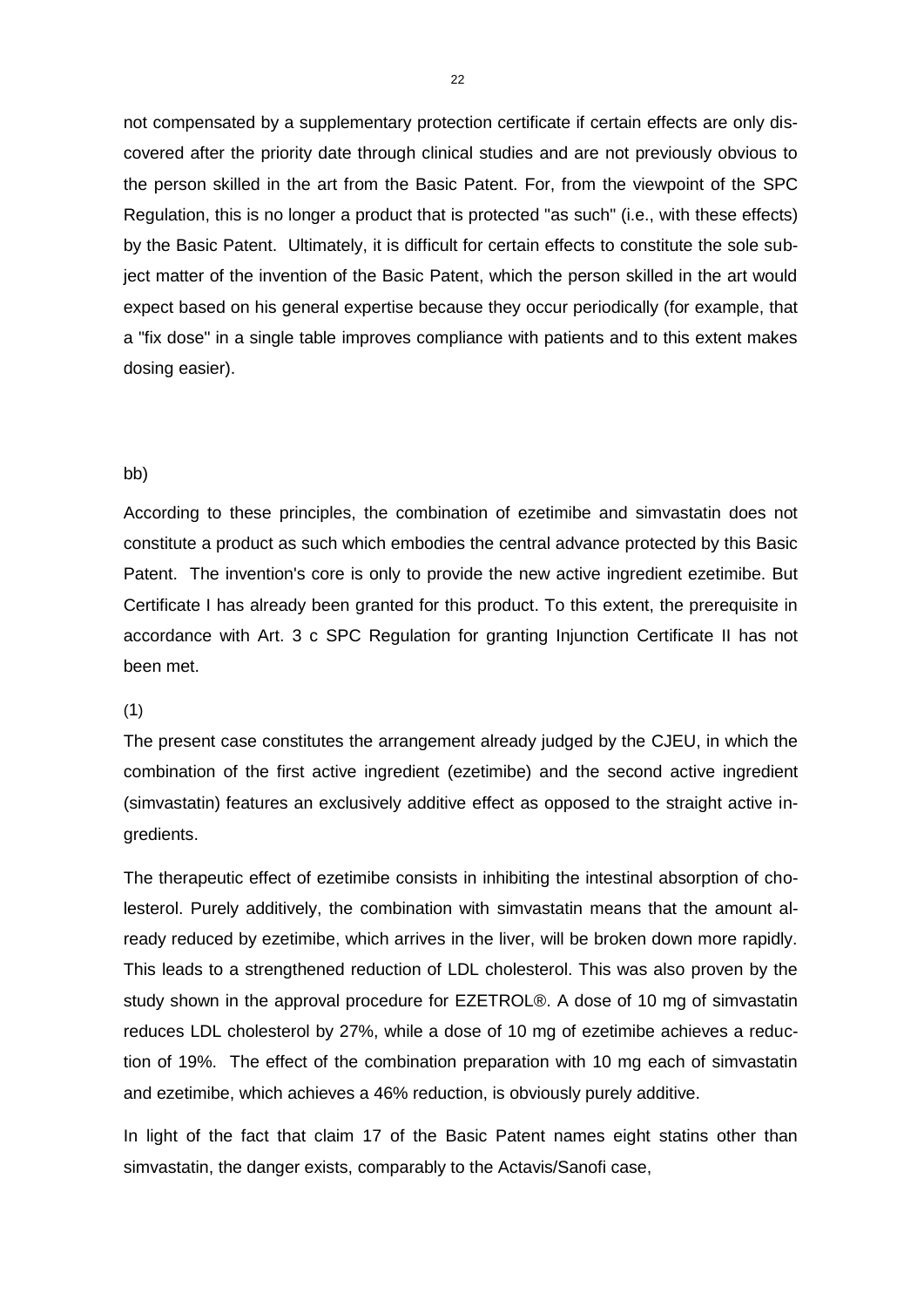not compensated by a supplementary protection certificate if certain effects are only discovered after the priority date through clinical studies and are not previously obvious to the person skilled in the art from the Basic Patent. For, from the viewpoint of the SPC Regulation, this is no longer a product that is protected "as such" (i.e., with these effects) by the Basic Patent. Ultimately, it is difficult for certain effects to constitute the sole subject matter of the invention of the Basic Patent, which the person skilled in the art would expect based on his general expertise because they occur periodically (for example, that a "fix dose" in a single table improves compliance with patients and to this extent makes dosing easier).

bb)

According to these principles, the combination of ezetimibe and simvastatin does not constitute a product as such which embodies the central advance protected by this Basic Patent. The invention's core is only to provide the new active ingredient ezetimibe. But Certificate I has already been granted for this product. To this extent, the prerequisite in accordance with Art. 3 c SPC Regulation for granting Injunction Certificate II has not been met.

(1)

The present case constitutes the arrangement already judged by the CJEU, in which the combination of the first active ingredient (ezetimibe) and the second active ingredient (simvastatin) features an exclusively additive effect as opposed to the straight active ingredients.

The therapeutic effect of ezetimibe consists in inhibiting the intestinal absorption of cholesterol. Purely additively, the combination with simvastatin means that the amount already reduced by ezetimibe, which arrives in the liver, will be broken down more rapidly. This leads to a strengthened reduction of LDL cholesterol. This was also proven by the study shown in the approval procedure for EZETROL®. A dose of 10 mg of simvastatin reduces LDL cholesterol by 27%, while a dose of 10 mg of ezetimibe achieves a reduction of 19%. The effect of the combination preparation with 10 mg each of simvastatin and ezetimibe, which achieves a 46% reduction, is obviously purely additive.

In light of the fact that claim 17 of the Basic Patent names eight statins other than simvastatin, the danger exists, comparably to the Actavis/Sanofi case,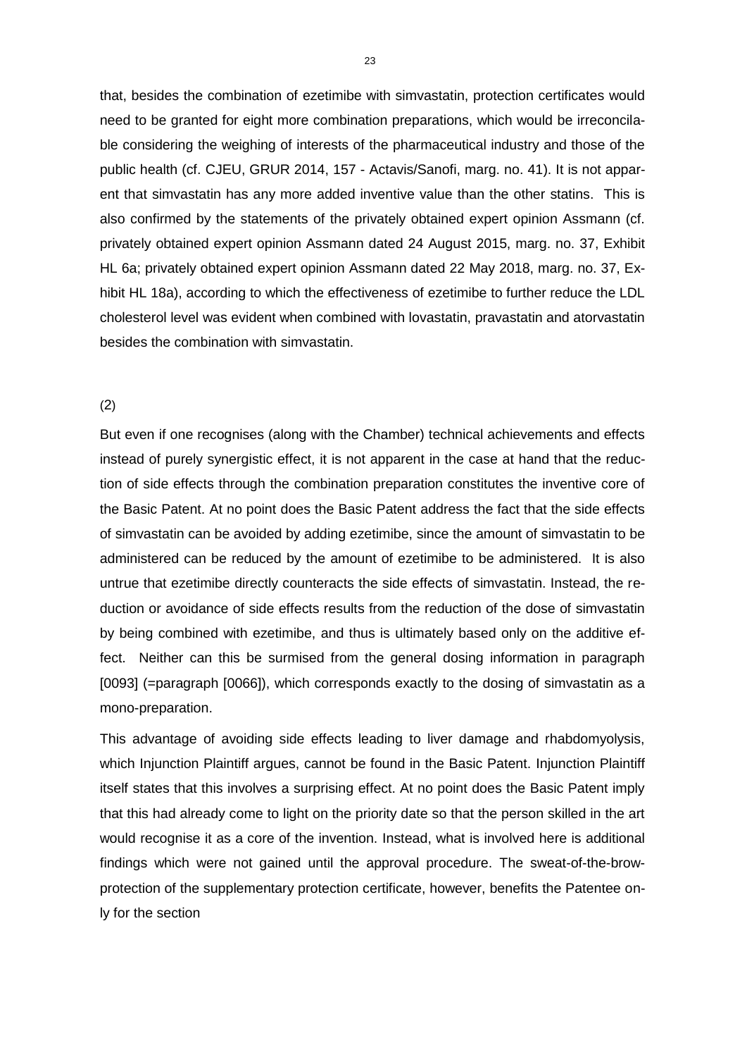that, besides the combination of ezetimibe with simvastatin, protection certificates would need to be granted for eight more combination preparations, which would be irreconcilable considering the weighing of interests of the pharmaceutical industry and those of the public health (cf. CJEU, GRUR 2014, 157 - Actavis/Sanofi, marg. no. 41). It is not apparent that simvastatin has any more added inventive value than the other statins. This is also confirmed by the statements of the privately obtained expert opinion Assmann (cf. privately obtained expert opinion Assmann dated 24 August 2015, marg. no. 37, Exhibit HL 6a; privately obtained expert opinion Assmann dated 22 May 2018, marg. no. 37, Exhibit HL 18a), according to which the effectiveness of ezetimibe to further reduce the LDL cholesterol level was evident when combined with lovastatin, pravastatin and atorvastatin besides the combination with simvastatin.

(2)

But even if one recognises (along with the Chamber) technical achievements and effects instead of purely synergistic effect, it is not apparent in the case at hand that the reduction of side effects through the combination preparation constitutes the inventive core of the Basic Patent. At no point does the Basic Patent address the fact that the side effects of simvastatin can be avoided by adding ezetimibe, since the amount of simvastatin to be administered can be reduced by the amount of ezetimibe to be administered. It is also untrue that ezetimibe directly counteracts the side effects of simvastatin. Instead, the reduction or avoidance of side effects results from the reduction of the dose of simvastatin by being combined with ezetimibe, and thus is ultimately based only on the additive effect. Neither can this be surmised from the general dosing information in paragraph [0093] (=paragraph [0066]), which corresponds exactly to the dosing of simvastatin as a mono-preparation.

This advantage of avoiding side effects leading to liver damage and rhabdomyolysis, which Injunction Plaintiff argues, cannot be found in the Basic Patent. Injunction Plaintiff itself states that this involves a surprising effect. At no point does the Basic Patent imply that this had already come to light on the priority date so that the person skilled in the art would recognise it as a core of the invention. Instead, what is involved here is additional findings which were not gained until the approval procedure. The sweat-of-the-brow-protection of the supplementary protection certificate, however, benefits the Patentee only for the section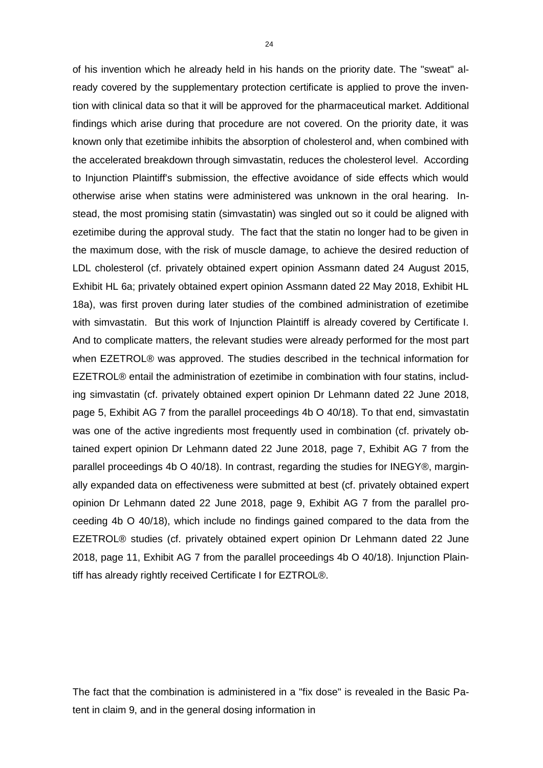of his invention which he already held in his hands on the priority date. The "sweat" already covered by the supplementary protection certificate is applied to prove the invention with clinical data so that it will be approved for the pharmaceutical market. Additional findings which arise during that procedure are not covered. On the priority date, it was known only that ezetimibe inhibits the absorption of cholesterol and, when combined with the accelerated breakdown through simvastatin, reduces the cholesterol level. According to Injunction Plaintiff's submission, the effective avoidance of side effects which would otherwise arise when statins were administered was unknown in the oral hearing. Instead, the most promising statin (simvastatin) was singled out so it could be aligned with ezetimibe during the approval study. The fact that the statin no longer had to be given in the maximum dose, with the risk of muscle damage, to achieve the desired reduction of LDL cholesterol (cf. privately obtained expert opinion Assmann dated 24 August 2015, Exhibit HL 6a; privately obtained expert opinion Assmann dated 22 May 2018, Exhibit HL 18a), was first proven during later studies of the combined administration of ezetimibe with simvastatin. But this work of Injunction Plaintiff is already covered by Certificate I. And to complicate matters, the relevant studies were already performed for the most part when EZETROL® was approved. The studies described in the technical information for EZETROL® entail the administration of ezetimibe in combination with four statins, including simvastatin (cf. privately obtained expert opinion Dr Lehmann dated 22 June 2018, page 5, Exhibit AG 7 from the parallel proceedings 4b O 40/18). To that end, simvastatin was one of the active ingredients most frequently used in combination (cf. privately obtained expert opinion Dr Lehmann dated 22 June 2018, page 7, Exhibit AG 7 from the parallel proceedings 4b O 40/18). In contrast, regarding the studies for INEGY®, marginally expanded data on effectiveness were submitted at best (cf. privately obtained expert opinion Dr Lehmann dated 22 June 2018, page 9, Exhibit AG 7 from the parallel proceeding 4b O 40/18), which include no findings gained compared to the data from the EZETROL® studies (cf. privately obtained expert opinion Dr Lehmann dated 22 June 2018, page 11, Exhibit AG 7 from the parallel proceedings 4b O 40/18). Injunction Plaintiff has already rightly received Certificate I for EZTROL®.

The fact that the combination is administered in a "fix dose" is revealed in the Basic Patent in claim 9, and in the general dosing information in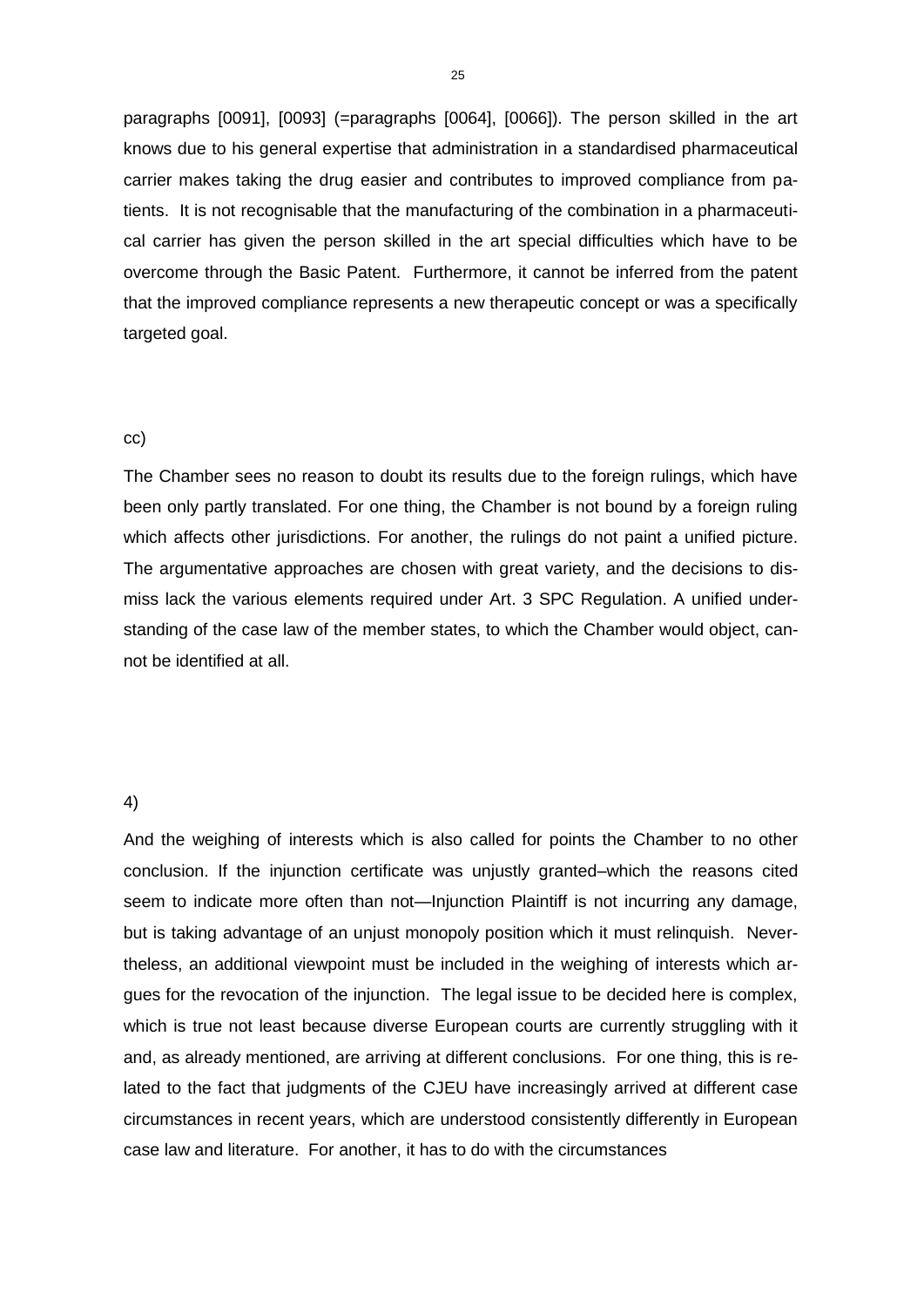paragraphs [0091], [0093] (=paragraphs [0064], [0066]). The person skilled in the art knows due to his general expertise that administration in a standardised pharmaceutical carrier makes taking the drug easier and contributes to improved compliance from patients. It is not recognisable that the manufacturing of the combination in a pharmaceutical carrier has given the person skilled in the art special difficulties which have to be overcome through the Basic Patent. Furthermore, it cannot be inferred from the patent that the improved compliance represents a new therapeutic concept or was a specifically targeted goal.

cc)

The Chamber sees no reason to doubt its results due to the foreign rulings, which have been only partly translated. For one thing, the Chamber is not bound by a foreign ruling which affects other jurisdictions. For another, the rulings do not paint a unified picture. The argumentative approaches are chosen with great variety, and the decisions to dismiss lack the various elements required under Art. 3 SPC Regulation. A unified understanding of the case law of the member states, to which the Chamber would object, cannot be identified at all.

4)

And the weighing of interests which is also called for points the Chamber to no other conclusion. If the injunction certificate was unjustly granted–which the reasons cited seem to indicate more often than not—Injunction Plaintiff is not incurring any damage, but is taking advantage of an unjust monopoly position which it must relinquish. Nevertheless, an additional viewpoint must be included in the weighing of interests which argues for the revocation of the injunction. The legal issue to be decided here is complex, which is true not least because diverse European courts are currently struggling with it and, as already mentioned, are arriving at different conclusions. For one thing, this is related to the fact that judgments of the CJEU have increasingly arrived at different case circumstances in recent years, which are understood consistently differently in European case law and literature. For another, it has to do with the circumstances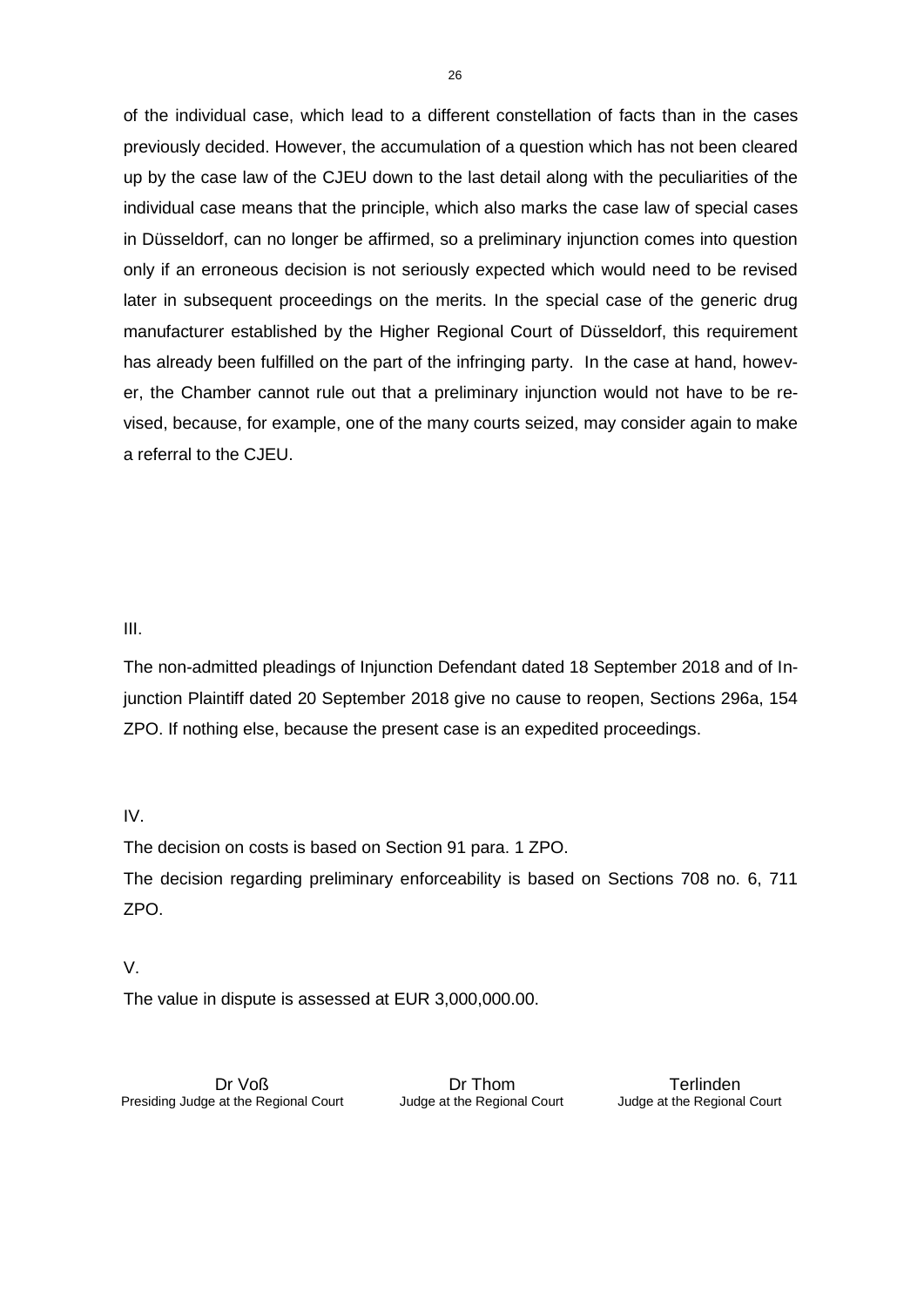of the individual case, which lead to a different constellation of facts than in the cases previously decided. However, the accumulation of a question which has not been cleared up by the case law of the CJEU down to the last detail along with the peculiarities of the individual case means that the principle, which also marks the case law of special cases in Düsseldorf, can no longer be affirmed, so a preliminary injunction comes into question only if an erroneous decision is not seriously expected which would need to be revised later in subsequent proceedings on the merits. In the special case of the generic drug manufacturer established by the Higher Regional Court of Düsseldorf, this requirement has already been fulfilled on the part of the infringing party. In the case at hand, however, the Chamber cannot rule out that a preliminary injunction would not have to be revised, because, for example, one of the many courts seized, may consider again to make a referral to the CJEU.

III.

The non-admitted pleadings of Injunction Defendant dated 18 September 2018 and of Injunction Plaintiff dated 20 September 2018 give no cause to reopen, Sections 296a, 154 ZPO. If nothing else, because the present case is an expedited proceedings.

IV.

The decision on costs is based on Section 91 para. 1 ZPO.

The decision regarding preliminary enforceability is based on Sections 708 no. 6, 711 ZPO.

V.

The value in dispute is assessed at EUR 3,000,000.00.

| Dr Voß | Dr Thom | Terlinden |
|---|---|---|
| Presiding Judge at the Regional Court | Judge at the Regional Court | Judge at the Regional Court |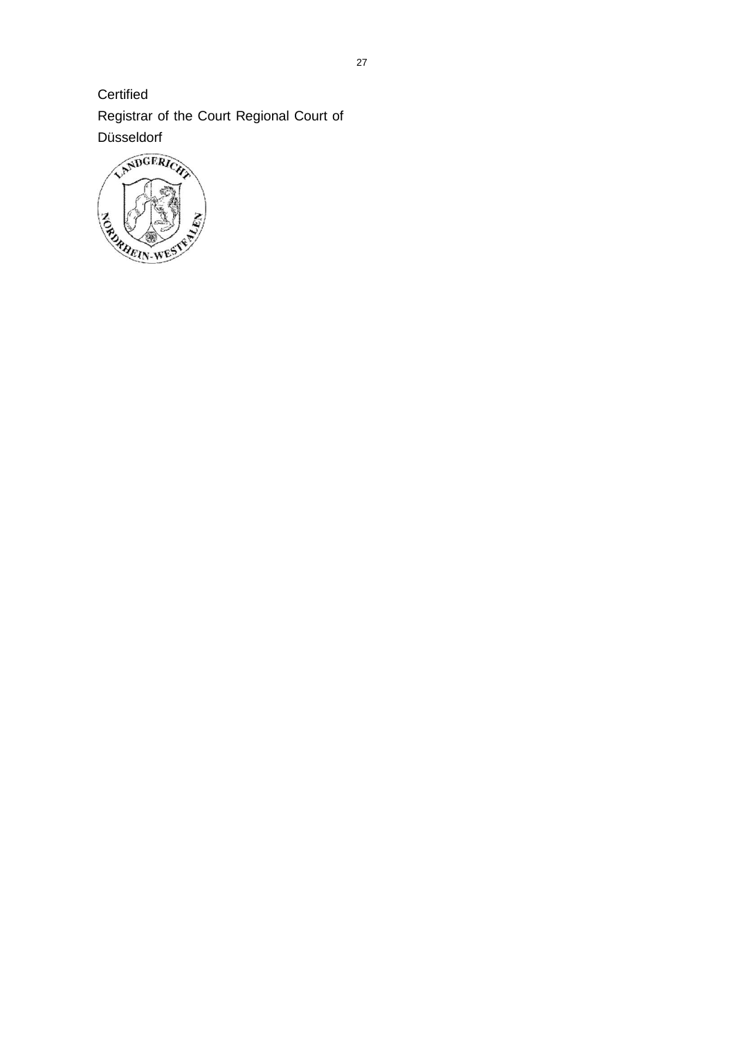Certified

Registrar of the Court Regional Court of Düsseldorf

LANDGERICHT

NORDRHEIN-WESTFALEN